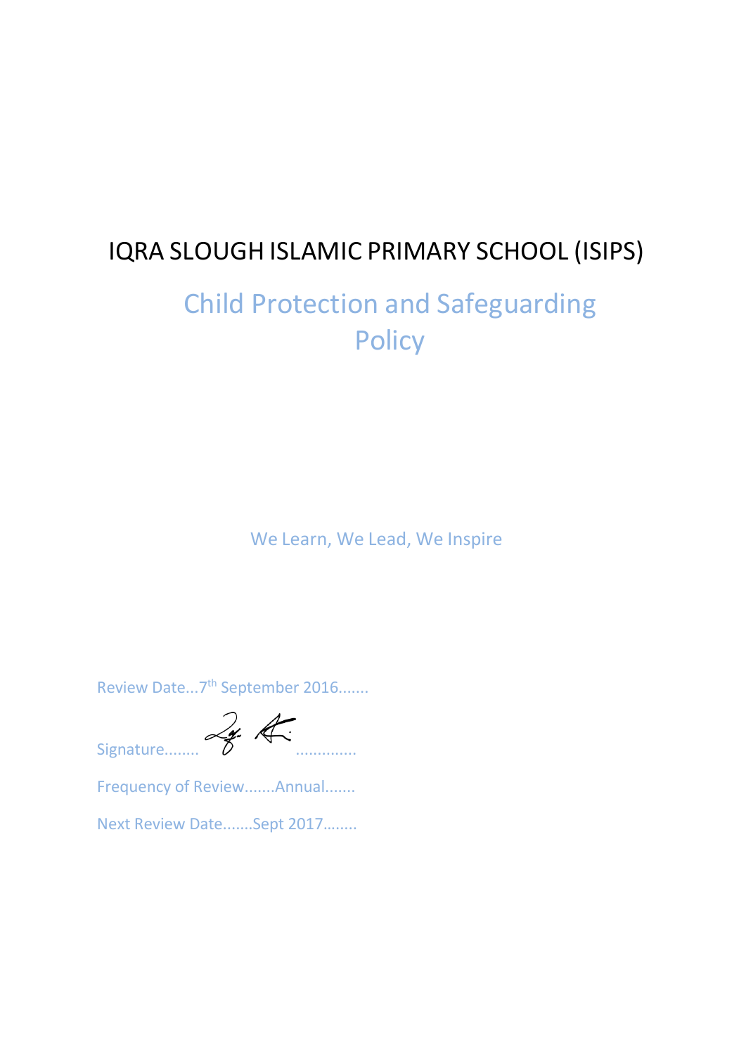# IQRA SLOUGH ISLAMIC PRIMARY SCHOOL (ISIPS)

## Child Protection and Safeguarding Policy

We Learn, We Lead, We Inspire

Review Date...7th September 2016.......

Signature........ .............

Frequency of Review.......Annual.......

Next Review Date.......Sept 2017........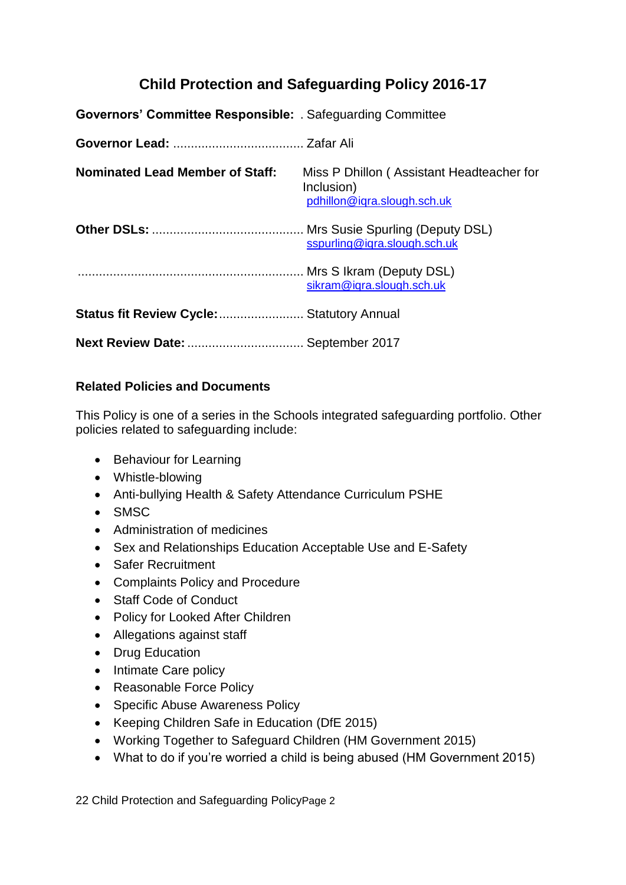# Child Protection and Safeguarding Policy 2016-17

**Governors' Committee Responsible:** . Safeguarding Committee

**Governor Lead:** .................................... Zafar Ali

**Nominated Lead Member of Staff:** Miss P Dhillon ( Assistant Headteacher for Inclusion)
pdhillon@iqra.slough.sch.uk

**Other DSLs:** .......................................... Mrs Susie Spurling (Deputy DSL)
sspurling@iqra.slough.sch.uk

............................................................... Mrs S Ikram (Deputy DSL)
sikram@iqra.slough.sch.uk

**Status fit Review Cycle:**....................... Statutory Annual

**Next Review Date:** ................................ September 2017

**Related Policies and Documents**

This Policy is one of a series in the Schools integrated safeguarding portfolio. Other policies related to safeguarding include:

- Behaviour for Learning
- Whistle-blowing
- Anti-bullying Health & Safety Attendance Curriculum PSHE
- SMSC
- Administration of medicines
- Sex and Relationships Education Acceptable Use and E-Safety
- Safer Recruitment
- Complaints Policy and Procedure
- Staff Code of Conduct
- Policy for Looked After Children
- Allegations against staff
- Drug Education
- Intimate Care policy
- Reasonable Force Policy
- Specific Abuse Awareness Policy
- Keeping Children Safe in Education (DfE 2015)
- Working Together to Safeguard Children (HM Government 2015)
- What to do if you're worried a child is being abused (HM Government 2015)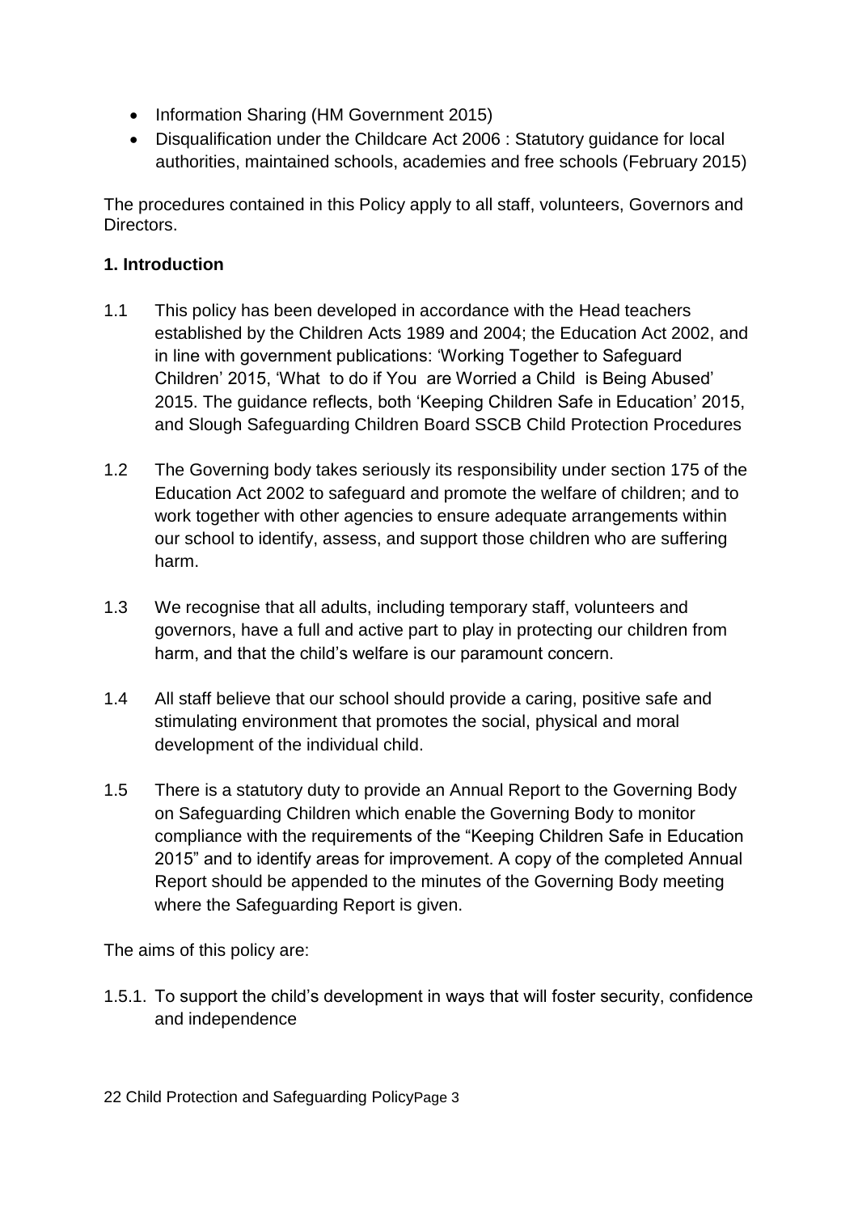- Information Sharing (HM Government 2015)
- Disqualification under the Childcare Act 2006 : Statutory guidance for local authorities, maintained schools, academies and free schools (February 2015)

The procedures contained in this Policy apply to all staff, volunteers, Governors and Directors.

**1. Introduction**

1.1 This policy has been developed in accordance with the Head teachers established by the Children Acts 1989 and 2004; the Education Act 2002, and in line with government publications: 'Working Together to Safeguard Children' 2015, 'What to do if You are Worried a Child is Being Abused' 2015. The guidance reflects, both 'Keeping Children Safe in Education' 2015, and Slough Safeguarding Children Board SSCB Child Protection Procedures

1.2 The Governing body takes seriously its responsibility under section 175 of the Education Act 2002 to safeguard and promote the welfare of children; and to work together with other agencies to ensure adequate arrangements within our school to identify, assess, and support those children who are suffering harm.

1.3 We recognise that all adults, including temporary staff, volunteers and governors, have a full and active part to play in protecting our children from harm, and that the child's welfare is our paramount concern.

1.4 All staff believe that our school should provide a caring, positive safe and stimulating environment that promotes the social, physical and moral development of the individual child.

1.5 There is a statutory duty to provide an Annual Report to the Governing Body on Safeguarding Children which enable the Governing Body to monitor compliance with the requirements of the "Keeping Children Safe in Education 2015" and to identify areas for improvement. A copy of the completed Annual Report should be appended to the minutes of the Governing Body meeting where the Safeguarding Report is given.

The aims of this policy are:

1.5.1. To support the child's development in ways that will foster security, confidence and independence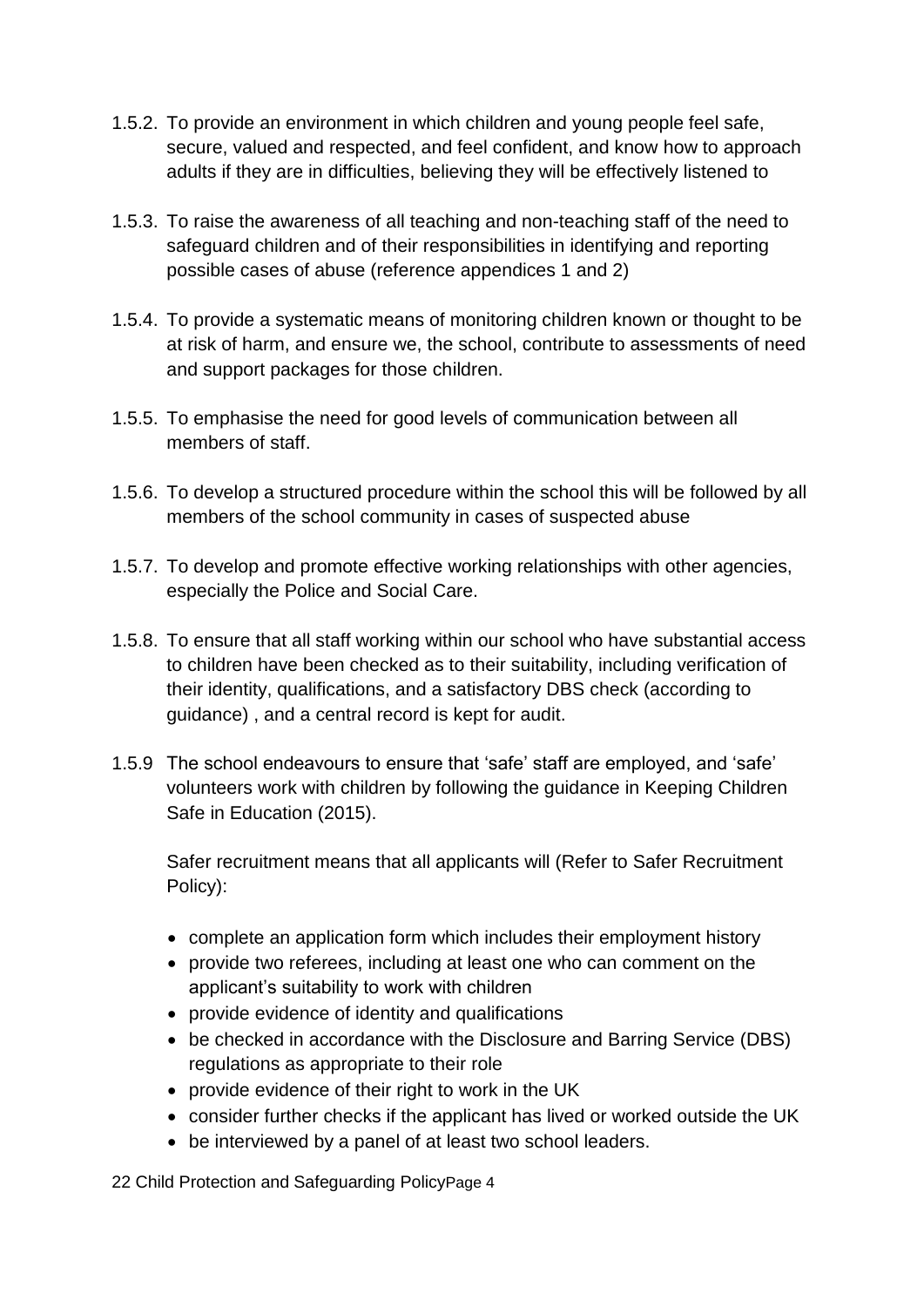1.5.2. To provide an environment in which children and young people feel safe, secure, valued and respected, and feel confident, and know how to approach adults if they are in difficulties, believing they will be effectively listened to

1.5.3. To raise the awareness of all teaching and non-teaching staff of the need to safeguard children and of their responsibilities in identifying and reporting possible cases of abuse (reference appendices 1 and 2)

1.5.4. To provide a systematic means of monitoring children known or thought to be at risk of harm, and ensure we, the school, contribute to assessments of need and support packages for those children.

1.5.5. To emphasise the need for good levels of communication between all members of staff.

1.5.6. To develop a structured procedure within the school this will be followed by all members of the school community in cases of suspected abuse

1.5.7. To develop and promote effective working relationships with other agencies, especially the Police and Social Care.

1.5.8. To ensure that all staff working within our school who have substantial access to children have been checked as to their suitability, including verification of their identity, qualifications, and a satisfactory DBS check (according to guidance) , and a central record is kept for audit.

1.5.9 The school endeavours to ensure that 'safe' staff are employed, and 'safe' volunteers work with children by following the guidance in Keeping Children Safe in Education (2015).

Safer recruitment means that all applicants will (Refer to Safer Recruitment Policy):

- complete an application form which includes their employment history
- provide two referees, including at least one who can comment on the applicant's suitability to work with children
- provide evidence of identity and qualifications
- be checked in accordance with the Disclosure and Barring Service (DBS) regulations as appropriate to their role
- provide evidence of their right to work in the UK
- consider further checks if the applicant has lived or worked outside the UK
- be interviewed by a panel of at least two school leaders.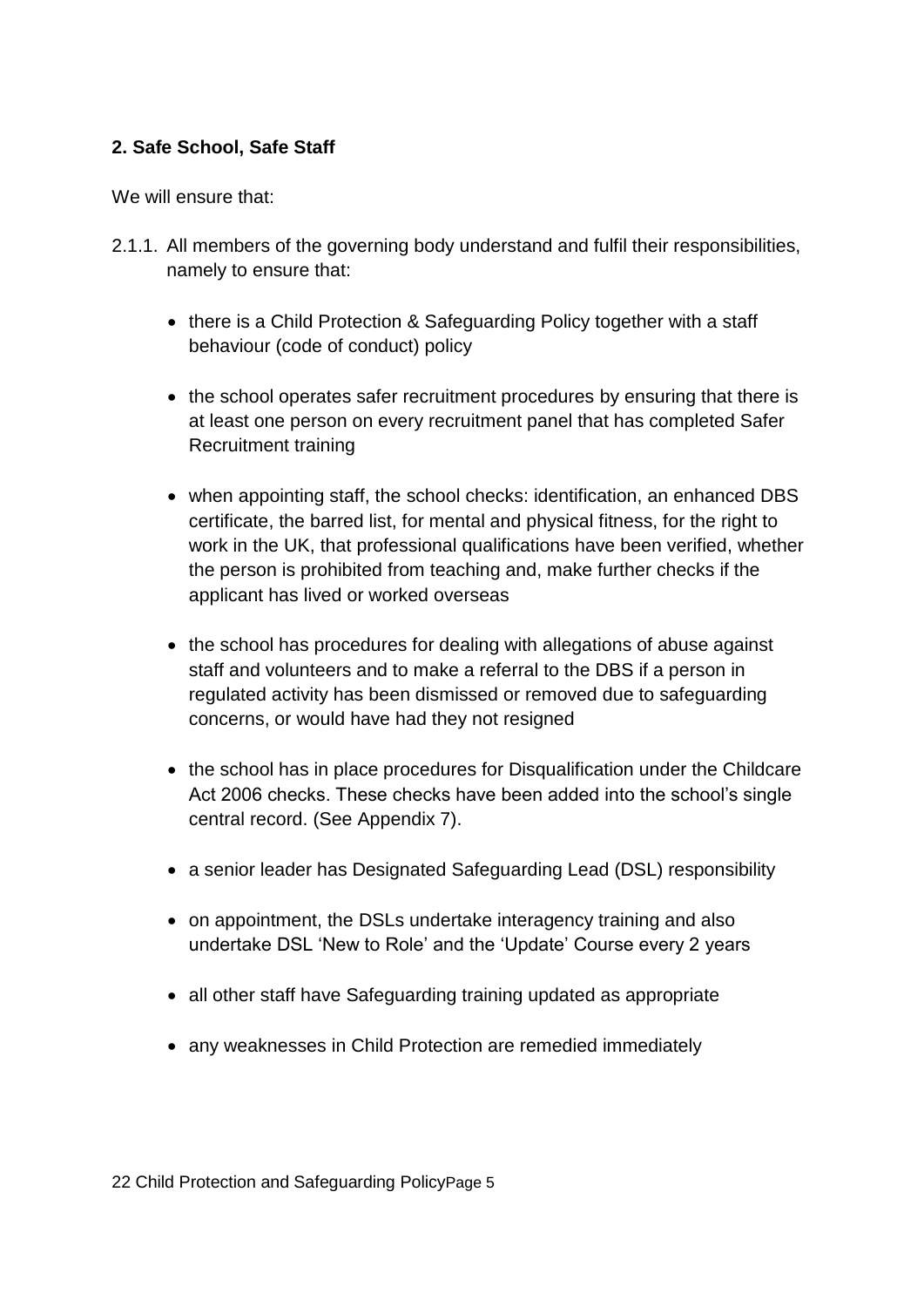**2. Safe School, Safe Staff**

We will ensure that:

2.1.1. All members of the governing body understand and fulfil their responsibilities, namely to ensure that:

- there is a Child Protection & Safeguarding Policy together with a staff behaviour (code of conduct) policy
- the school operates safer recruitment procedures by ensuring that there is at least one person on every recruitment panel that has completed Safer Recruitment training
- when appointing staff, the school checks: identification, an enhanced DBS certificate, the barred list, for mental and physical fitness, for the right to work in the UK, that professional qualifications have been verified, whether the person is prohibited from teaching and, make further checks if the applicant has lived or worked overseas
- the school has procedures for dealing with allegations of abuse against staff and volunteers and to make a referral to the DBS if a person in regulated activity has been dismissed or removed due to safeguarding concerns, or would have had they not resigned
- the school has in place procedures for Disqualification under the Childcare Act 2006 checks. These checks have been added into the school's single central record. (See Appendix 7).
- a senior leader has Designated Safeguarding Lead (DSL) responsibility
- on appointment, the DSLs undertake interagency training and also undertake DSL 'New to Role' and the 'Update' Course every 2 years
- all other staff have Safeguarding training updated as appropriate
- any weaknesses in Child Protection are remedied immediately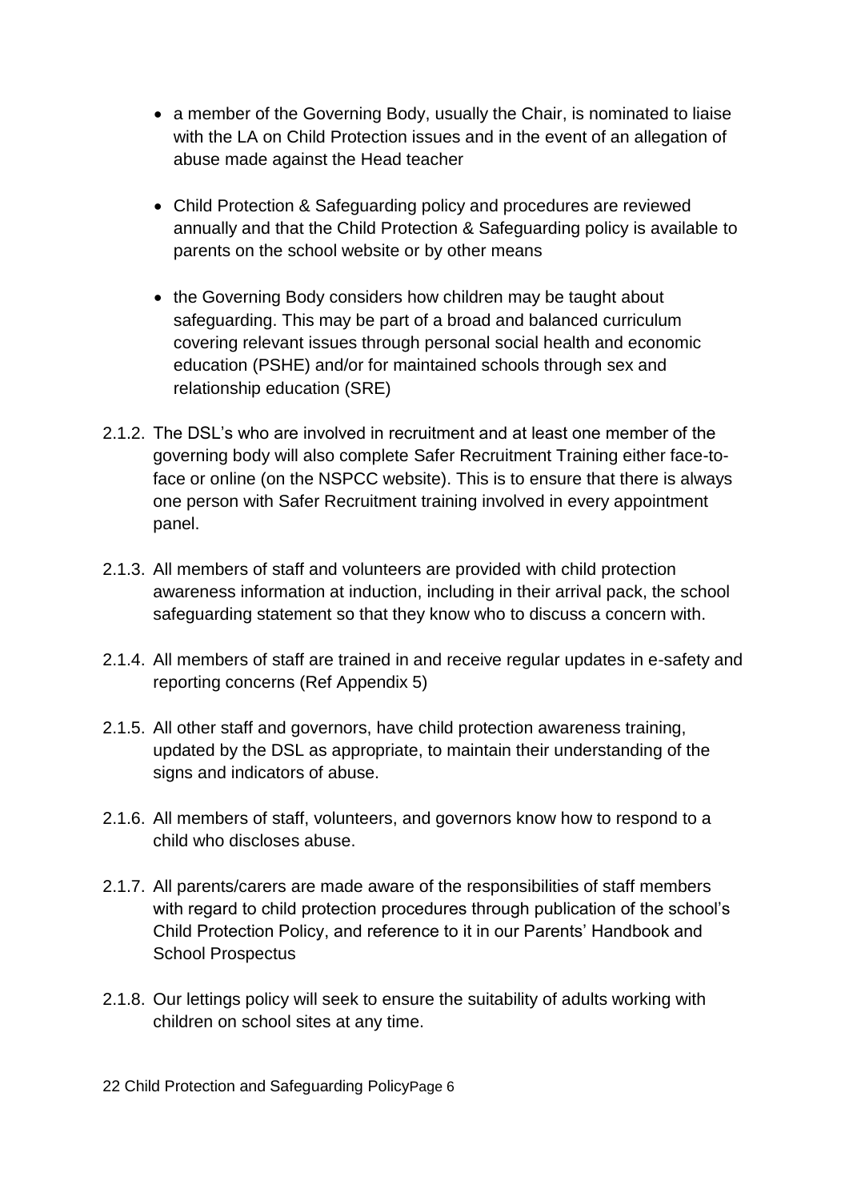- a member of the Governing Body, usually the Chair, is nominated to liaise with the LA on Child Protection issues and in the event of an allegation of abuse made against the Head teacher

- Child Protection & Safeguarding policy and procedures are reviewed annually and that the Child Protection & Safeguarding policy is available to parents on the school website or by other means

- the Governing Body considers how children may be taught about safeguarding. This may be part of a broad and balanced curriculum covering relevant issues through personal social health and economic education (PSHE) and/or for maintained schools through sex and relationship education (SRE)

2.1.2. The DSL's who are involved in recruitment and at least one member of the governing body will also complete Safer Recruitment Training either face-to-face or online (on the NSPCC website). This is to ensure that there is always one person with Safer Recruitment training involved in every appointment panel.

2.1.3. All members of staff and volunteers are provided with child protection awareness information at induction, including in their arrival pack, the school safeguarding statement so that they know who to discuss a concern with.

2.1.4. All members of staff are trained in and receive regular updates in e-safety and reporting concerns (Ref Appendix 5)

2.1.5. All other staff and governors, have child protection awareness training, updated by the DSL as appropriate, to maintain their understanding of the signs and indicators of abuse.

2.1.6. All members of staff, volunteers, and governors know how to respond to a child who discloses abuse.

2.1.7. All parents/carers are made aware of the responsibilities of staff members with regard to child protection procedures through publication of the school's Child Protection Policy, and reference to it in our Parents' Handbook and School Prospectus

2.1.8. Our lettings policy will seek to ensure the suitability of adults working with children on school sites at any time.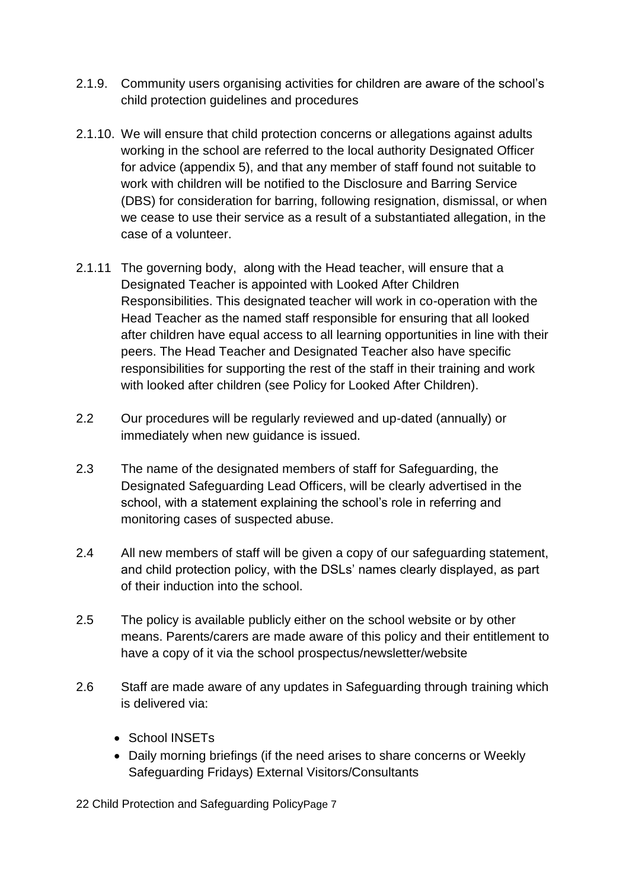2.1.9. Community users organising activities for children are aware of the school's child protection guidelines and procedures

2.1.10. We will ensure that child protection concerns or allegations against adults working in the school are referred to the local authority Designated Officer for advice (appendix 5), and that any member of staff found not suitable to work with children will be notified to the Disclosure and Barring Service (DBS) for consideration for barring, following resignation, dismissal, or when we cease to use their service as a result of a substantiated allegation, in the case of a volunteer.

2.1.11 The governing body, along with the Head teacher, will ensure that a Designated Teacher is appointed with Looked After Children Responsibilities. This designated teacher will work in co-operation with the Head Teacher as the named staff responsible for ensuring that all looked after children have equal access to all learning opportunities in line with their peers. The Head Teacher and Designated Teacher also have specific responsibilities for supporting the rest of the staff in their training and work with looked after children (see Policy for Looked After Children).

2.2 Our procedures will be regularly reviewed and up-dated (annually) or immediately when new guidance is issued.

2.3 The name of the designated members of staff for Safeguarding, the Designated Safeguarding Lead Officers, will be clearly advertised in the school, with a statement explaining the school's role in referring and monitoring cases of suspected abuse.

2.4 All new members of staff will be given a copy of our safeguarding statement, and child protection policy, with the DSLs' names clearly displayed, as part of their induction into the school.

2.5 The policy is available publicly either on the school website or by other means. Parents/carers are made aware of this policy and their entitlement to have a copy of it via the school prospectus/newsletter/website

2.6 Staff are made aware of any updates in Safeguarding through training which is delivered via:

- School INSETs
- Daily morning briefings (if the need arises to share concerns or Weekly Safeguarding Fridays) External Visitors/Consultants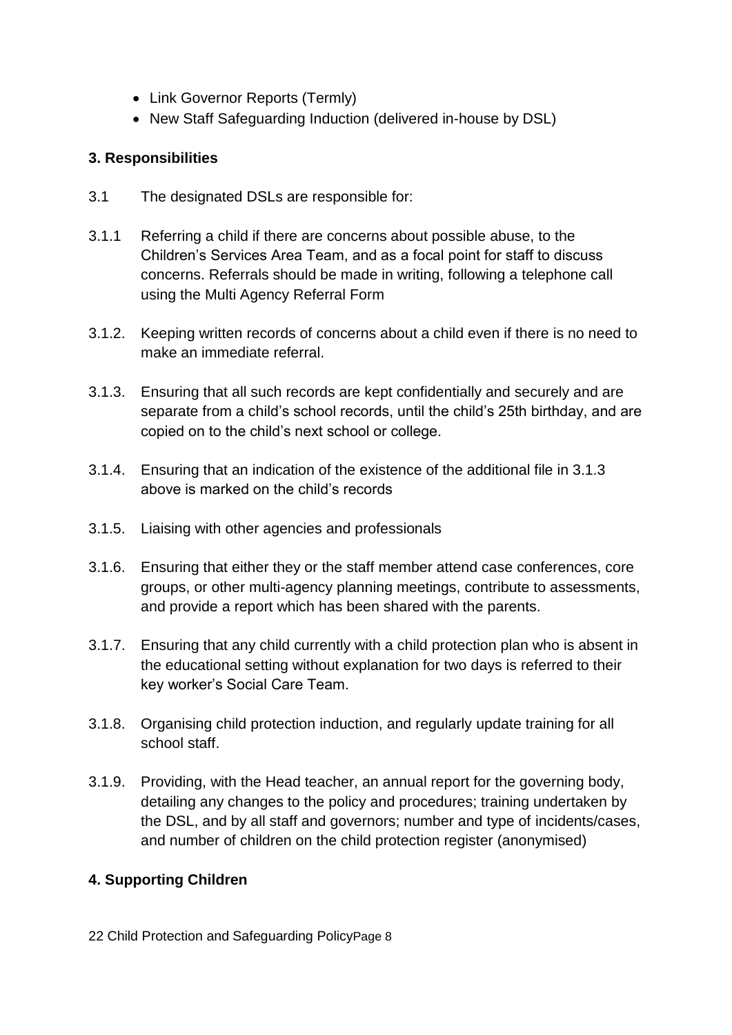- Link Governor Reports (Termly)
- New Staff Safeguarding Induction (delivered in-house by DSL)

**3. Responsibilities**

3.1 The designated DSLs are responsible for:

3.1.1 Referring a child if there are concerns about possible abuse, to the Children's Services Area Team, and as a focal point for staff to discuss concerns. Referrals should be made in writing, following a telephone call using the Multi Agency Referral Form

3.1.2. Keeping written records of concerns about a child even if there is no need to make an immediate referral.

3.1.3. Ensuring that all such records are kept confidentially and securely and are separate from a child's school records, until the child's 25th birthday, and are copied on to the child's next school or college.

3.1.4. Ensuring that an indication of the existence of the additional file in 3.1.3 above is marked on the child's records

3.1.5. Liaising with other agencies and professionals

3.1.6. Ensuring that either they or the staff member attend case conferences, core groups, or other multi-agency planning meetings, contribute to assessments, and provide a report which has been shared with the parents.

3.1.7. Ensuring that any child currently with a child protection plan who is absent in the educational setting without explanation for two days is referred to their key worker's Social Care Team.

3.1.8. Organising child protection induction, and regularly update training for all school staff.

3.1.9. Providing, with the Head teacher, an annual report for the governing body, detailing any changes to the policy and procedures; training undertaken by the DSL, and by all staff and governors; number and type of incidents/cases, and number of children on the child protection register (anonymised)

**4. Supporting Children**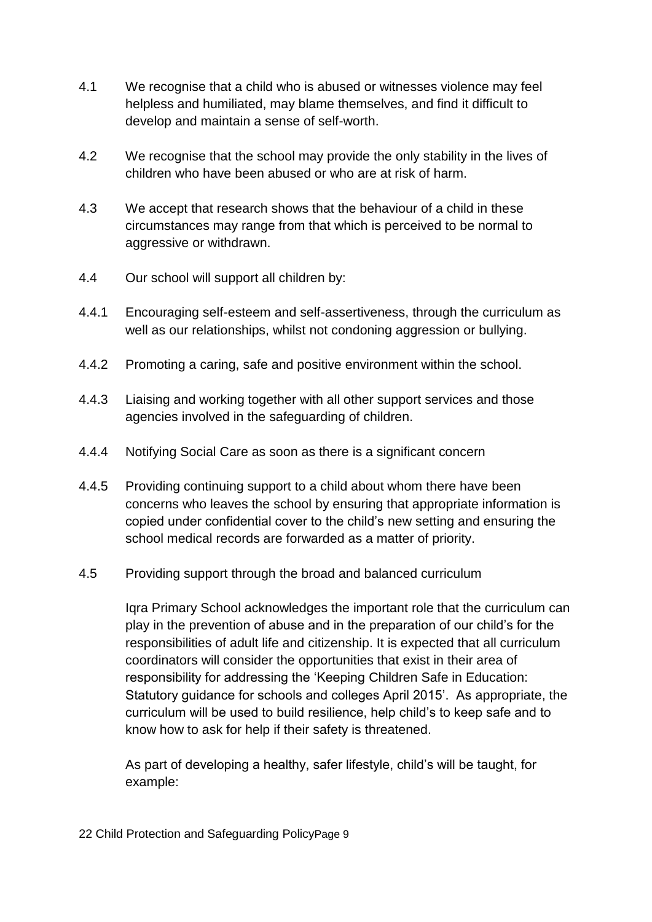4.1 We recognise that a child who is abused or witnesses violence may feel helpless and humiliated, may blame themselves, and find it difficult to develop and maintain a sense of self-worth.

4.2 We recognise that the school may provide the only stability in the lives of children who have been abused or who are at risk of harm.

4.3 We accept that research shows that the behaviour of a child in these circumstances may range from that which is perceived to be normal to aggressive or withdrawn.

4.4 Our school will support all children by:

4.4.1 Encouraging self-esteem and self-assertiveness, through the curriculum as well as our relationships, whilst not condoning aggression or bullying.

4.4.2 Promoting a caring, safe and positive environment within the school.

4.4.3 Liaising and working together with all other support services and those agencies involved in the safeguarding of children.

4.4.4 Notifying Social Care as soon as there is a significant concern

4.4.5 Providing continuing support to a child about whom there have been concerns who leaves the school by ensuring that appropriate information is copied under confidential cover to the child's new setting and ensuring the school medical records are forwarded as a matter of priority.

4.5 Providing support through the broad and balanced curriculum

Iqra Primary School acknowledges the important role that the curriculum can play in the prevention of abuse and in the preparation of our child's for the responsibilities of adult life and citizenship. It is expected that all curriculum coordinators will consider the opportunities that exist in their area of responsibility for addressing the 'Keeping Children Safe in Education: Statutory guidance for schools and colleges April 2015'. As appropriate, the curriculum will be used to build resilience, help child's to keep safe and to know how to ask for help if their safety is threatened.

As part of developing a healthy, safer lifestyle, child's will be taught, for example: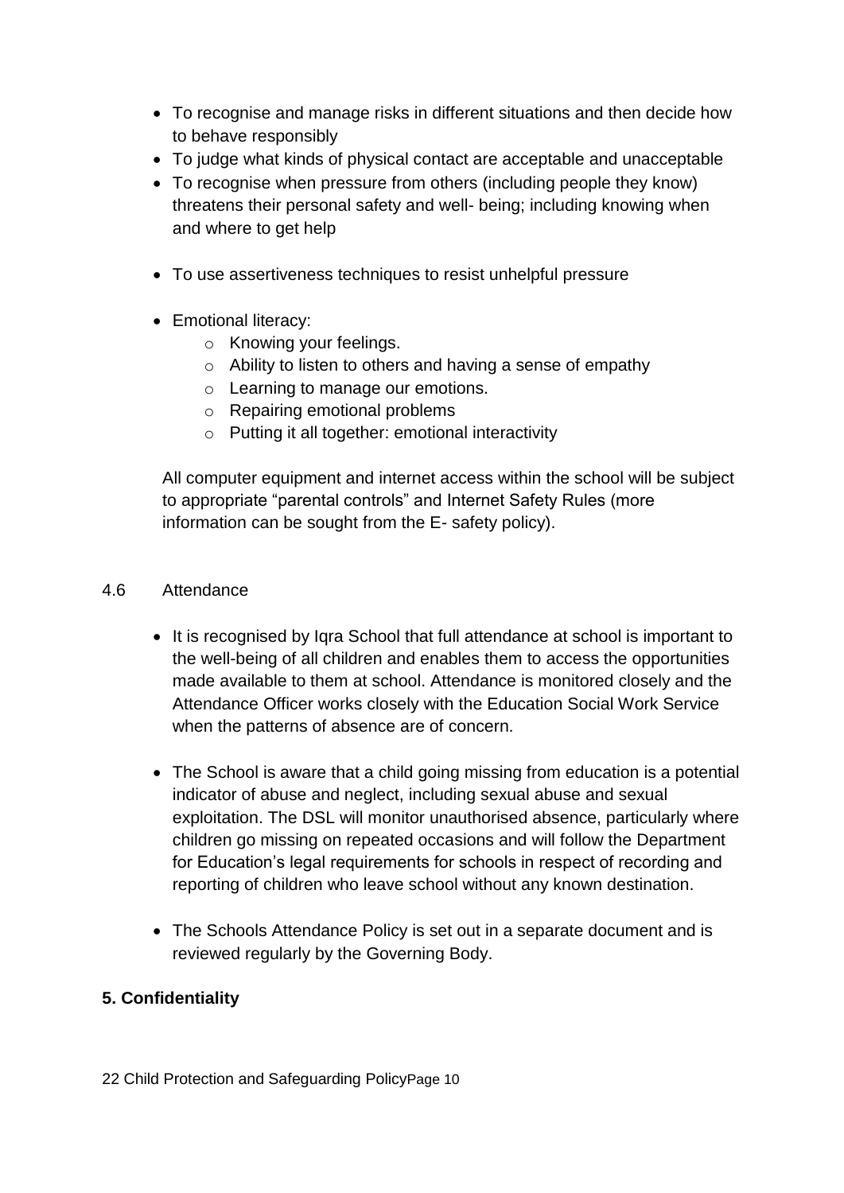- To recognise and manage risks in different situations and then decide how to behave responsibly
- To judge what kinds of physical contact are acceptable and unacceptable
- To recognise when pressure from others (including people they know) threatens their personal safety and well- being; including knowing when and where to get help
- To use assertiveness techniques to resist unhelpful pressure
- Emotional literacy:
  - Knowing your feelings.
  - Ability to listen to others and having a sense of empathy
  - Learning to manage our emotions.
  - Repairing emotional problems
  - Putting it all together: emotional interactivity

All computer equipment and internet access within the school will be subject to appropriate "parental controls" and Internet Safety Rules (more information can be sought from the E- safety policy).

4.6 Attendance

- It is recognised by Iqra School that full attendance at school is important to the well-being of all children and enables them to access the opportunities made available to them at school. Attendance is monitored closely and the Attendance Officer works closely with the Education Social Work Service when the patterns of absence are of concern.
- The School is aware that a child going missing from education is a potential indicator of abuse and neglect, including sexual abuse and sexual exploitation. The DSL will monitor unauthorised absence, particularly where children go missing on repeated occasions and will follow the Department for Education's legal requirements for schools in respect of recording and reporting of children who leave school without any known destination.
- The Schools Attendance Policy is set out in a separate document and is reviewed regularly by the Governing Body.

**5. Confidentiality**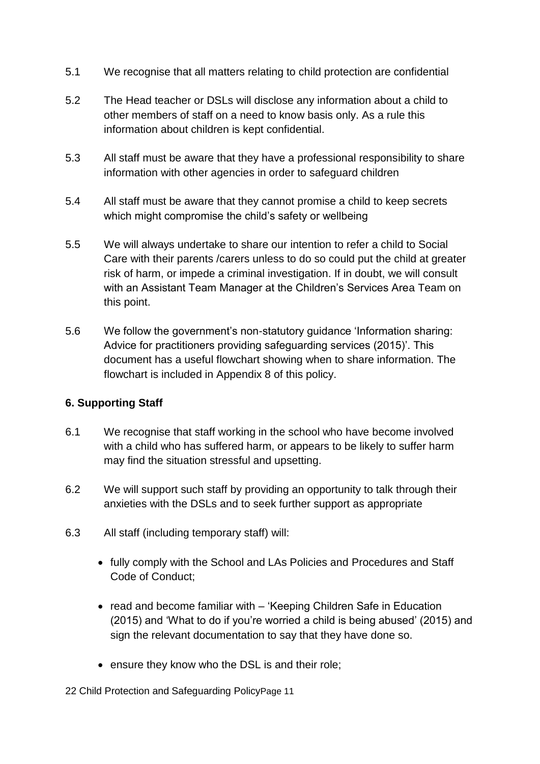5.1 We recognise that all matters relating to child protection are confidential

5.2 The Head teacher or DSLs will disclose any information about a child to other members of staff on a need to know basis only. As a rule this information about children is kept confidential.

5.3 All staff must be aware that they have a professional responsibility to share information with other agencies in order to safeguard children

5.4 All staff must be aware that they cannot promise a child to keep secrets which might compromise the child's safety or wellbeing

5.5 We will always undertake to share our intention to refer a child to Social Care with their parents /carers unless to do so could put the child at greater risk of harm, or impede a criminal investigation. If in doubt, we will consult with an Assistant Team Manager at the Children's Services Area Team on this point.

5.6 We follow the government's non-statutory guidance 'Information sharing: Advice for practitioners providing safeguarding services (2015)'. This document has a useful flowchart showing when to share information. The flowchart is included in Appendix 8 of this policy.

### 6. Supporting Staff

6.1 We recognise that staff working in the school who have become involved with a child who has suffered harm, or appears to be likely to suffer harm may find the situation stressful and upsetting.

6.2 We will support such staff by providing an opportunity to talk through their anxieties with the DSLs and to seek further support as appropriate

6.3 All staff (including temporary staff) will:

- fully comply with the School and LAs Policies and Procedures and Staff Code of Conduct;
- read and become familiar with – 'Keeping Children Safe in Education (2015) and 'What to do if you're worried a child is being abused' (2015) and sign the relevant documentation to say that they have done so.
- ensure they know who the DSL is and their role;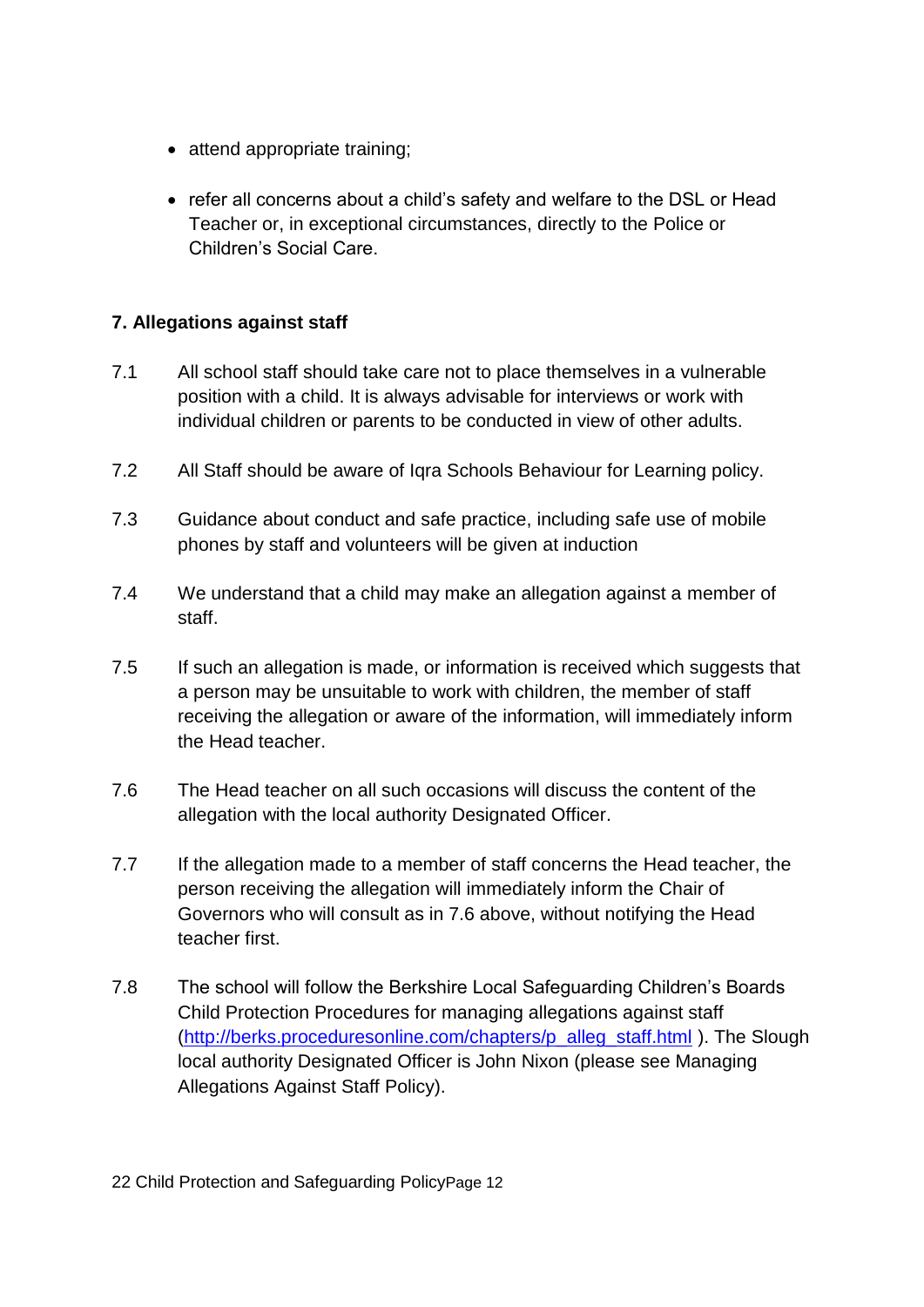- attend appropriate training;
- refer all concerns about a child's safety and welfare to the DSL or Head Teacher or, in exceptional circumstances, directly to the Police or Children's Social Care.

**7. Allegations against staff**

7.1 All school staff should take care not to place themselves in a vulnerable position with a child. It is always advisable for interviews or work with individual children or parents to be conducted in view of other adults.

7.2 All Staff should be aware of Iqra Schools Behaviour for Learning policy.

7.3 Guidance about conduct and safe practice, including safe use of mobile phones by staff and volunteers will be given at induction

7.4 We understand that a child may make an allegation against a member of staff.

7.5 If such an allegation is made, or information is received which suggests that a person may be unsuitable to work with children, the member of staff receiving the allegation or aware of the information, will immediately inform the Head teacher.

7.6 The Head teacher on all such occasions will discuss the content of the allegation with the local authority Designated Officer.

7.7 If the allegation made to a member of staff concerns the Head teacher, the person receiving the allegation will immediately inform the Chair of Governors who will consult as in 7.6 above, without notifying the Head teacher first.

7.8 The school will follow the Berkshire Local Safeguarding Children's Boards Child Protection Procedures for managing allegations against staff (http://berks.proceduresonline.com/chapters/p_alleg_staff.html ). The Slough local authority Designated Officer is John Nixon (please see Managing Allegations Against Staff Policy).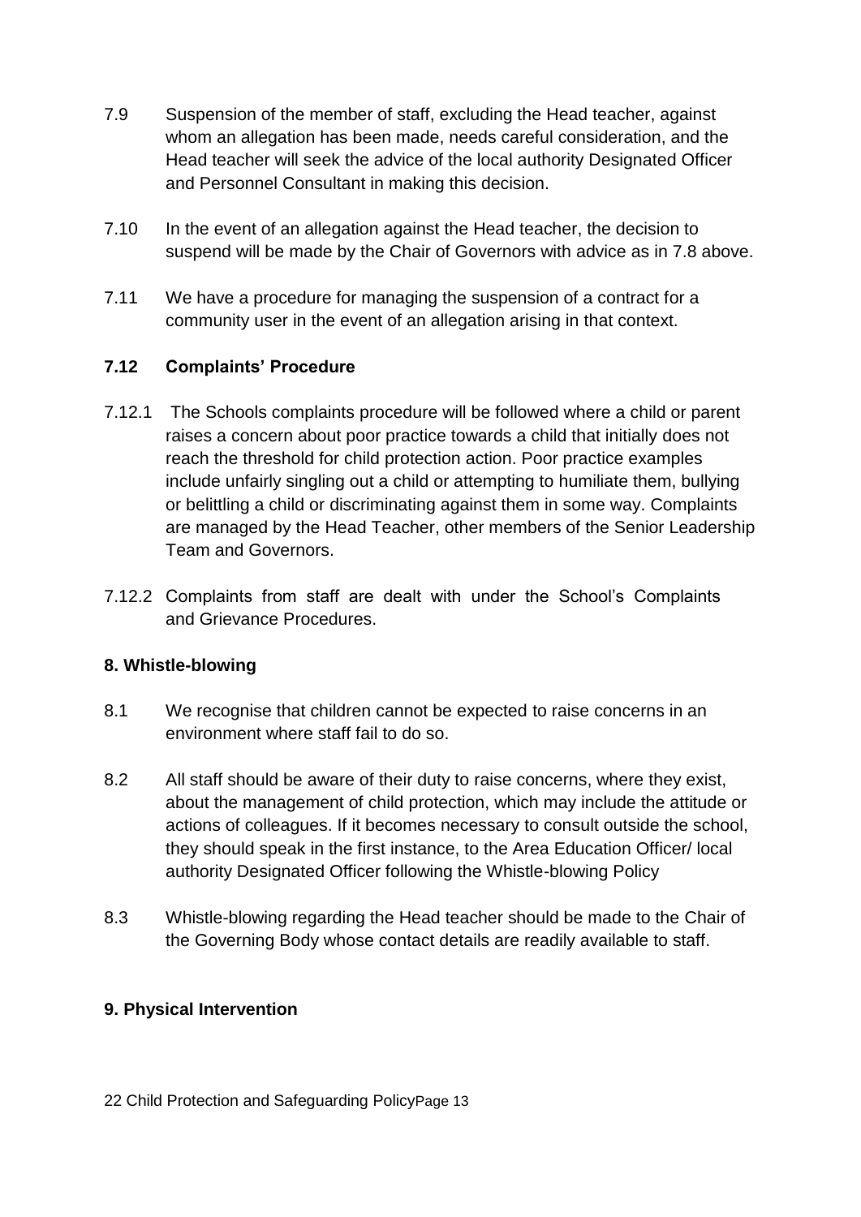7.9 Suspension of the member of staff, excluding the Head teacher, against whom an allegation has been made, needs careful consideration, and the Head teacher will seek the advice of the local authority Designated Officer and Personnel Consultant in making this decision.

7.10 In the event of an allegation against the Head teacher, the decision to suspend will be made by the Chair of Governors with advice as in 7.8 above.

7.11 We have a procedure for managing the suspension of a contract for a community user in the event of an allegation arising in that context.

### 7.12 Complaints' Procedure

7.12.1 The Schools complaints procedure will be followed where a child or parent raises a concern about poor practice towards a child that initially does not reach the threshold for child protection action. Poor practice examples include unfairly singling out a child or attempting to humiliate them, bullying or belittling a child or discriminating against them in some way. Complaints are managed by the Head Teacher, other members of the Senior Leadership Team and Governors.

7.12.2 Complaints from staff are dealt with under the School's Complaints and Grievance Procedures.

## 8. Whistle-blowing

8.1 We recognise that children cannot be expected to raise concerns in an environment where staff fail to do so.

8.2 All staff should be aware of their duty to raise concerns, where they exist, about the management of child protection, which may include the attitude or actions of colleagues. If it becomes necessary to consult outside the school, they should speak in the first instance, to the Area Education Officer/ local authority Designated Officer following the Whistle-blowing Policy

8.3 Whistle-blowing regarding the Head teacher should be made to the Chair of the Governing Body whose contact details are readily available to staff.

## 9. Physical Intervention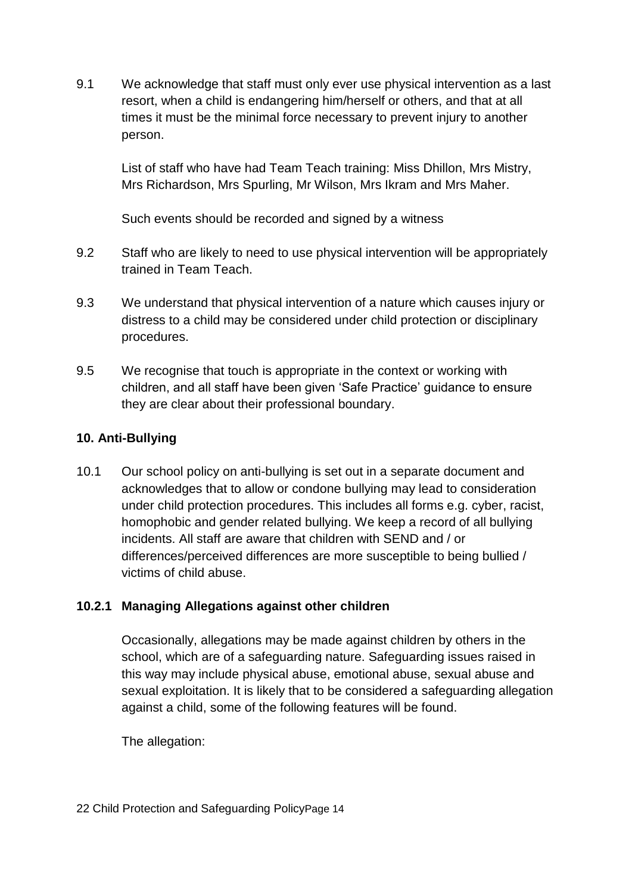9.1 We acknowledge that staff must only ever use physical intervention as a last resort, when a child is endangering him/herself or others, and that at all times it must be the minimal force necessary to prevent injury to another person.

    List of staff who have had Team Teach training: Miss Dhillon, Mrs Mistry, Mrs Richardson, Mrs Spurling, Mr Wilson, Mrs Ikram and Mrs Maher.

    Such events should be recorded and signed by a witness

9.2 Staff who are likely to need to use physical intervention will be appropriately trained in Team Teach.

9.3 We understand that physical intervention of a nature which causes injury or distress to a child may be considered under child protection or disciplinary procedures.

9.5 We recognise that touch is appropriate in the context or working with children, and all staff have been given 'Safe Practice' guidance to ensure they are clear about their professional boundary.

## 10. Anti-Bullying

10.1 Our school policy on anti-bullying is set out in a separate document and acknowledges that to allow or condone bullying may lead to consideration under child protection procedures. This includes all forms e.g. cyber, racist, homophobic and gender related bullying. We keep a record of all bullying incidents. All staff are aware that children with SEND and / or differences/perceived differences are more susceptible to being bullied / victims of child abuse.

### 10.2.1 Managing Allegations against other children

Occasionally, allegations may be made against children by others in the school, which are of a safeguarding nature. Safeguarding issues raised in this way may include physical abuse, emotional abuse, sexual abuse and sexual exploitation. It is likely that to be considered a safeguarding allegation against a child, some of the following features will be found.

The allegation: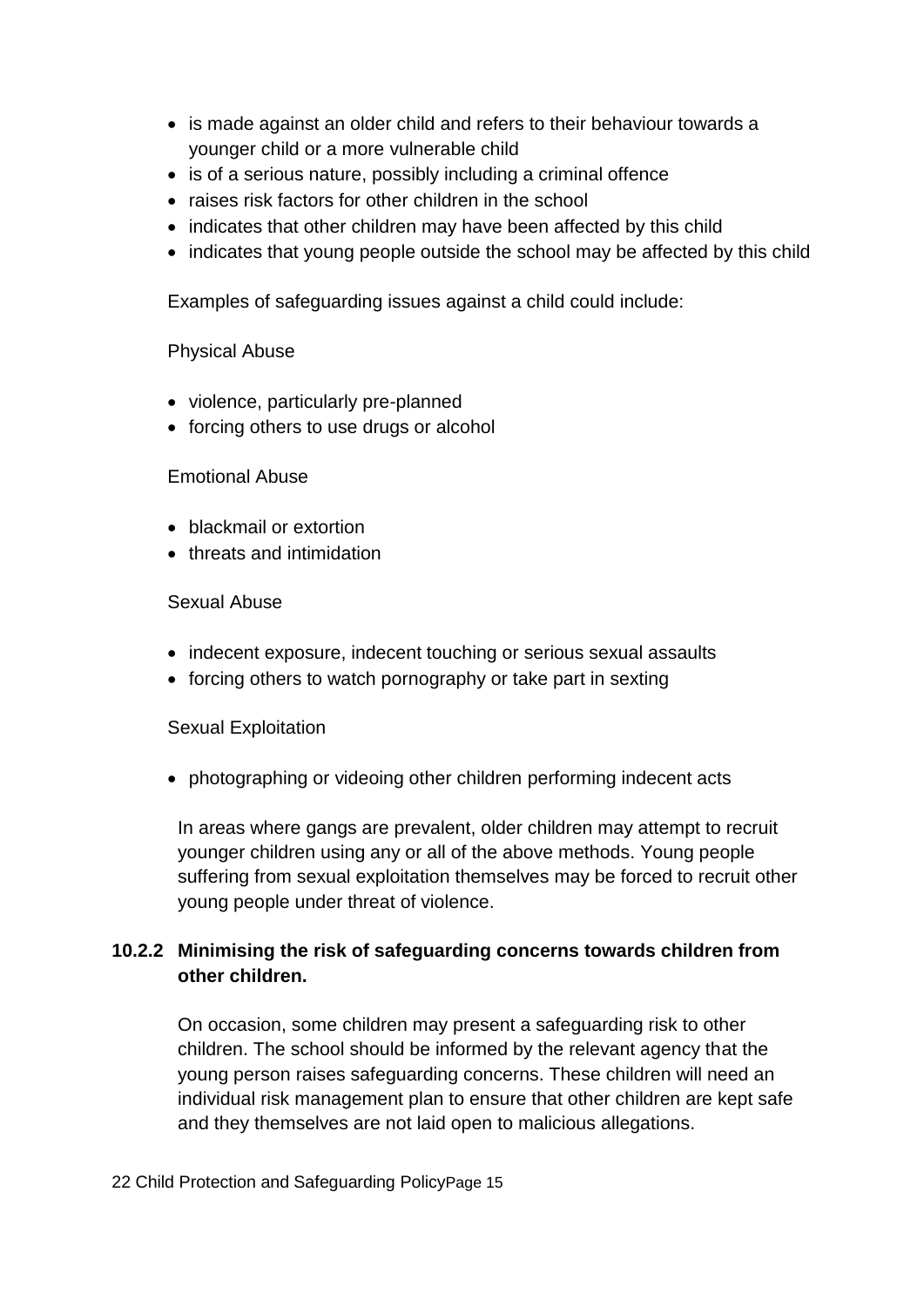- is made against an older child and refers to their behaviour towards a younger child or a more vulnerable child
- is of a serious nature, possibly including a criminal offence
- raises risk factors for other children in the school
- indicates that other children may have been affected by this child
- indicates that young people outside the school may be affected by this child

Examples of safeguarding issues against a child could include:

Physical Abuse

- violence, particularly pre-planned
- forcing others to use drugs or alcohol

Emotional Abuse

- blackmail or extortion
- threats and intimidation

Sexual Abuse

- indecent exposure, indecent touching or serious sexual assaults
- forcing others to watch pornography or take part in sexting

Sexual Exploitation

- photographing or videoing other children performing indecent acts

In areas where gangs are prevalent, older children may attempt to recruit younger children using any or all of the above methods. Young people suffering from sexual exploitation themselves may be forced to recruit other young people under threat of violence.

### 10.2.2 Minimising the risk of safeguarding concerns towards children from other children.

On occasion, some children may present a safeguarding risk to other children. The school should be informed by the relevant agency that the young person raises safeguarding concerns. These children will need an individual risk management plan to ensure that other children are kept safe and they themselves are not laid open to malicious allegations.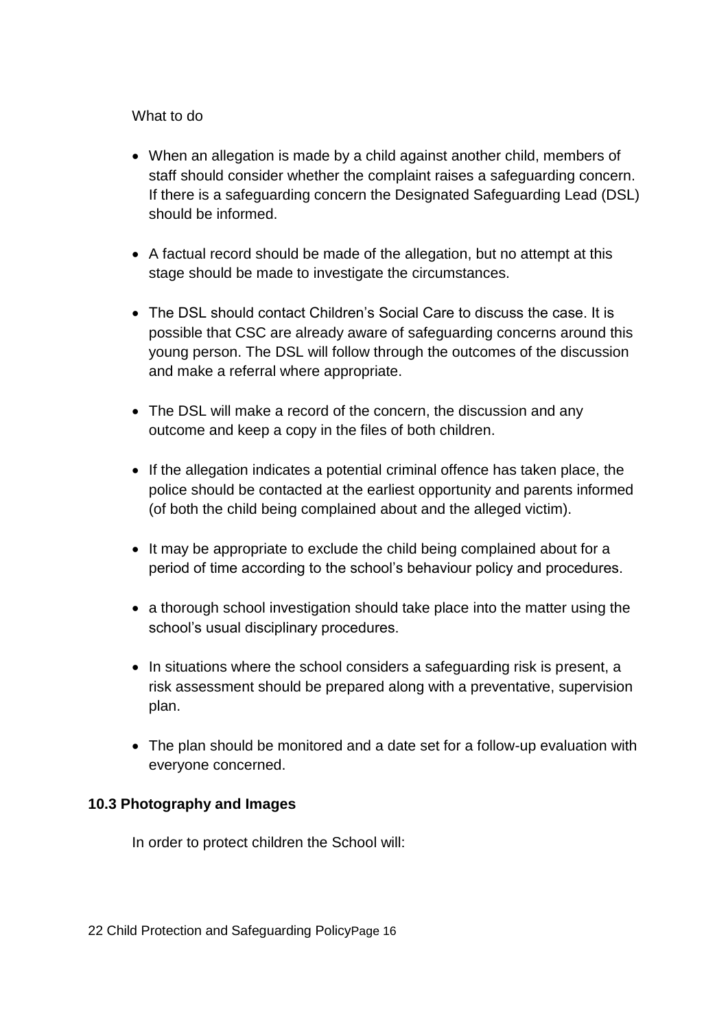What to do

- When an allegation is made by a child against another child, members of staff should consider whether the complaint raises a safeguarding concern. If there is a safeguarding concern the Designated Safeguarding Lead (DSL) should be informed.

- A factual record should be made of the allegation, but no attempt at this stage should be made to investigate the circumstances.

- The DSL should contact Children's Social Care to discuss the case. It is possible that CSC are already aware of safeguarding concerns around this young person. The DSL will follow through the outcomes of the discussion and make a referral where appropriate.

- The DSL will make a record of the concern, the discussion and any outcome and keep a copy in the files of both children.

- If the allegation indicates a potential criminal offence has taken place, the police should be contacted at the earliest opportunity and parents informed (of both the child being complained about and the alleged victim).

- It may be appropriate to exclude the child being complained about for a period of time according to the school's behaviour policy and procedures.

- a thorough school investigation should take place into the matter using the school's usual disciplinary procedures.

- In situations where the school considers a safeguarding risk is present, a risk assessment should be prepared along with a preventative, supervision plan.

- The plan should be monitored and a date set for a follow-up evaluation with everyone concerned.

### 10.3 Photography and Images

In order to protect children the School will: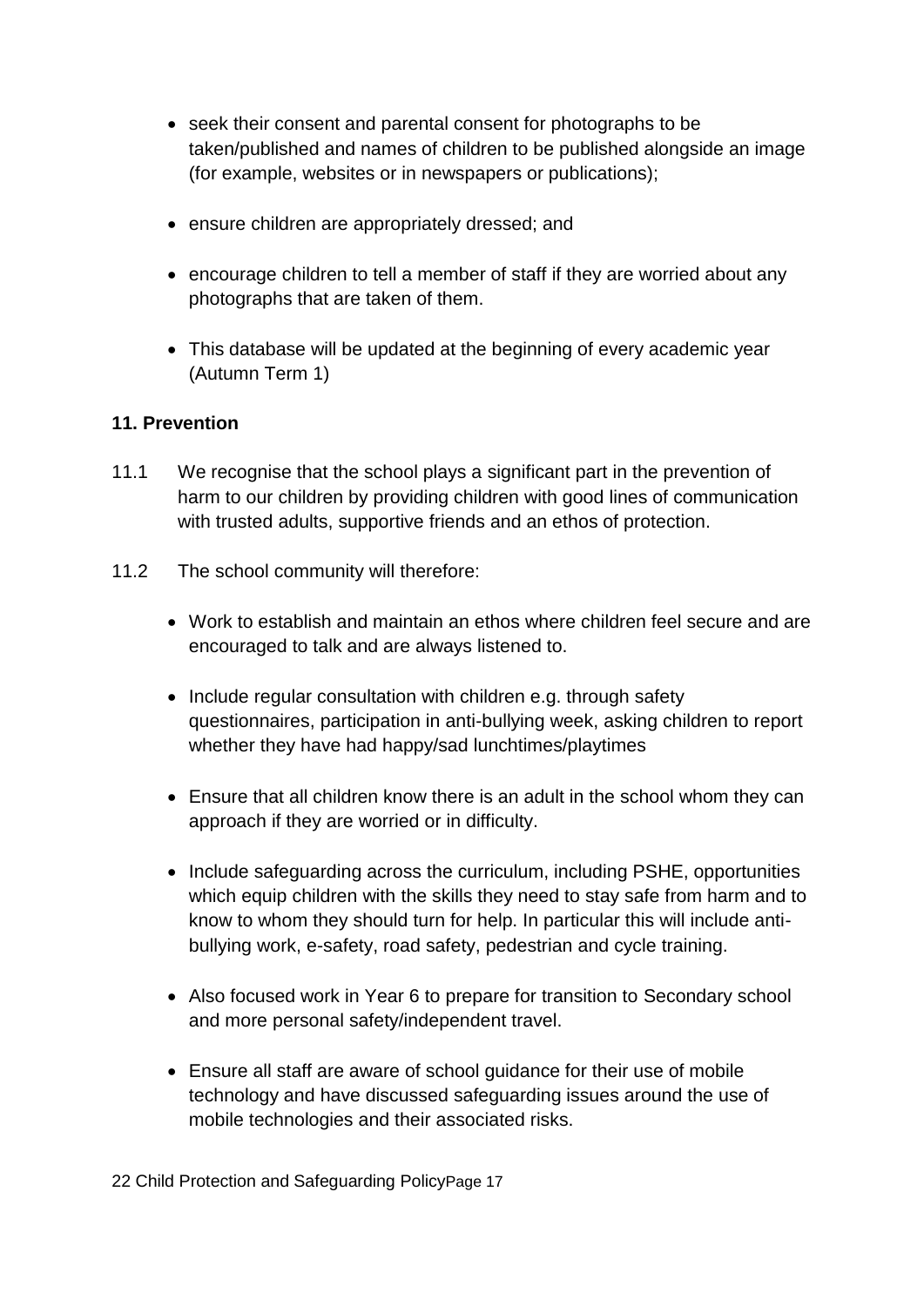- seek their consent and parental consent for photographs to be taken/published and names of children to be published alongside an image (for example, websites or in newspapers or publications);
- ensure children are appropriately dressed; and
- encourage children to tell a member of staff if they are worried about any photographs that are taken of them.
- This database will be updated at the beginning of every academic year (Autumn Term 1)

## 11. Prevention

11.1 We recognise that the school plays a significant part in the prevention of harm to our children by providing children with good lines of communication with trusted adults, supportive friends and an ethos of protection.

11.2 The school community will therefore:

- Work to establish and maintain an ethos where children feel secure and are encouraged to talk and are always listened to.
- Include regular consultation with children e.g. through safety questionnaires, participation in anti-bullying week, asking children to report whether they have had happy/sad lunchtimes/playtimes
- Ensure that all children know there is an adult in the school whom they can approach if they are worried or in difficulty.
- Include safeguarding across the curriculum, including PSHE, opportunities which equip children with the skills they need to stay safe from harm and to know to whom they should turn for help. In particular this will include anti-bullying work, e-safety, road safety, pedestrian and cycle training.
- Also focused work in Year 6 to prepare for transition to Secondary school and more personal safety/independent travel.
- Ensure all staff are aware of school guidance for their use of mobile technology and have discussed safeguarding issues around the use of mobile technologies and their associated risks.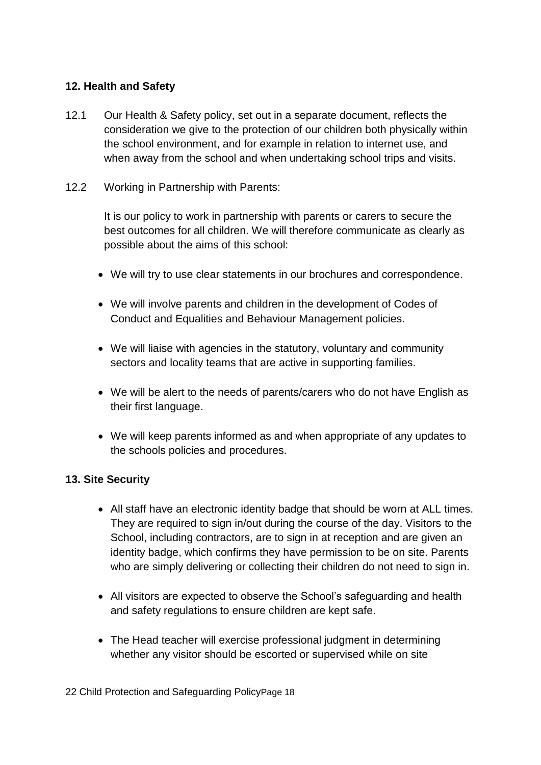## 12. Health and Safety

12.1 Our Health & Safety policy, set out in a separate document, reflects the consideration we give to the protection of our children both physically within the school environment, and for example in relation to internet use, and when away from the school and when undertaking school trips and visits.

12.2 Working in Partnership with Parents:

It is our policy to work in partnership with parents or carers to secure the best outcomes for all children. We will therefore communicate as clearly as possible about the aims of this school:

- We will try to use clear statements in our brochures and correspondence.
- We will involve parents and children in the development of Codes of Conduct and Equalities and Behaviour Management policies.
- We will liaise with agencies in the statutory, voluntary and community sectors and locality teams that are active in supporting families.
- We will be alert to the needs of parents/carers who do not have English as their first language.
- We will keep parents informed as and when appropriate of any updates to the schools policies and procedures.

## 13. Site Security

- All staff have an electronic identity badge that should be worn at ALL times. They are required to sign in/out during the course of the day. Visitors to the School, including contractors, are to sign in at reception and are given an identity badge, which confirms they have permission to be on site. Parents who are simply delivering or collecting their children do not need to sign in.
- All visitors are expected to observe the School's safeguarding and health and safety regulations to ensure children are kept safe.
- The Head teacher will exercise professional judgment in determining whether any visitor should be escorted or supervised while on site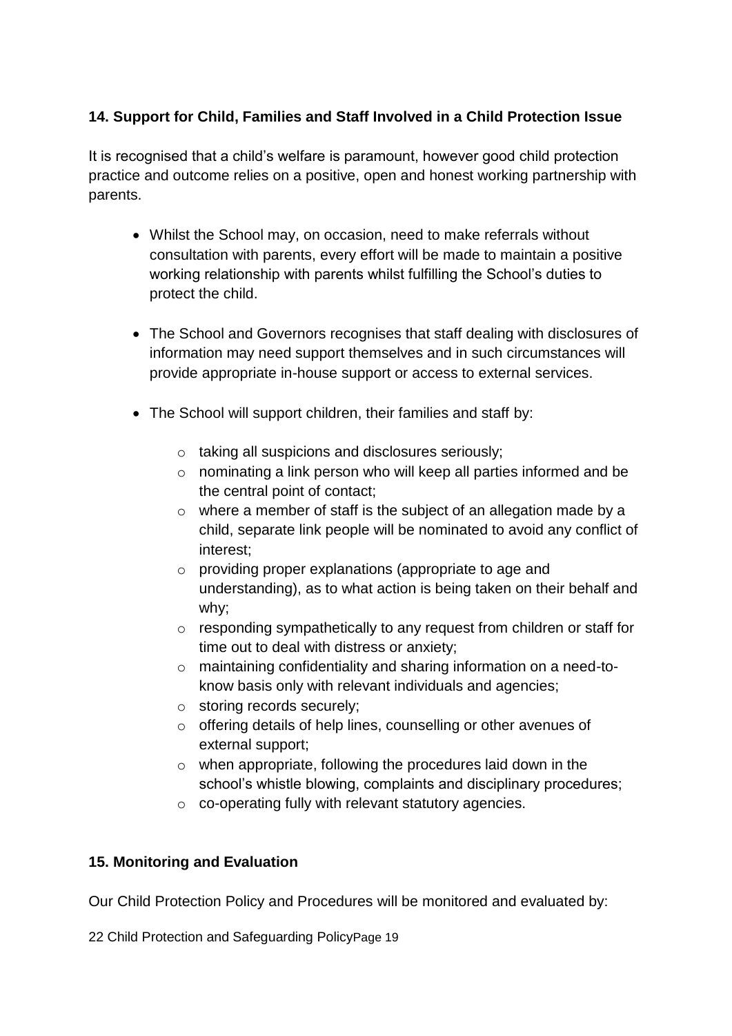## 14. Support for Child, Families and Staff Involved in a Child Protection Issue

It is recognised that a child's welfare is paramount, however good child protection practice and outcome relies on a positive, open and honest working partnership with parents.

- Whilst the School may, on occasion, need to make referrals without consultation with parents, every effort will be made to maintain a positive working relationship with parents whilst fulfilling the School's duties to protect the child.

- The School and Governors recognises that staff dealing with disclosures of information may need support themselves and in such circumstances will provide appropriate in-house support or access to external services.

- The School will support children, their families and staff by:
    - taking all suspicions and disclosures seriously;
    - nominating a link person who will keep all parties informed and be the central point of contact;
    - where a member of staff is the subject of an allegation made by a child, separate link people will be nominated to avoid any conflict of interest;
    - providing proper explanations (appropriate to age and understanding), as to what action is being taken on their behalf and why;
    - responding sympathetically to any request from children or staff for time out to deal with distress or anxiety;
    - maintaining confidentiality and sharing information on a need-to-know basis only with relevant individuals and agencies;
    - storing records securely;
    - offering details of help lines, counselling or other avenues of external support;
    - when appropriate, following the procedures laid down in the school's whistle blowing, complaints and disciplinary procedures;
    - co-operating fully with relevant statutory agencies.

## 15. Monitoring and Evaluation

Our Child Protection Policy and Procedures will be monitored and evaluated by: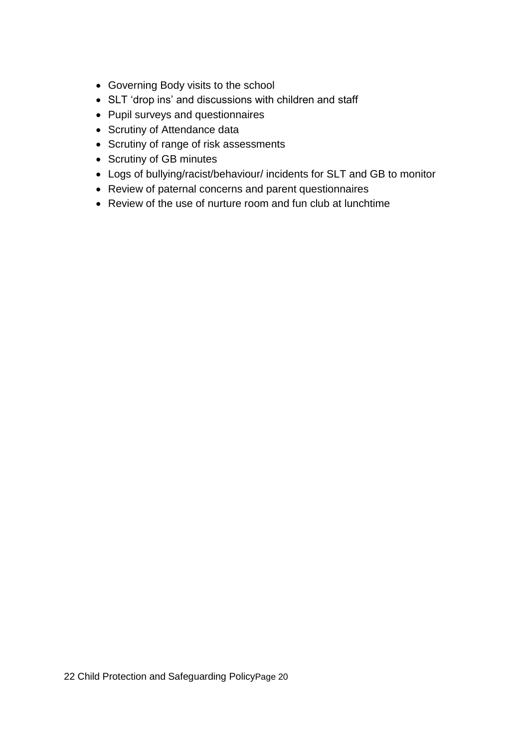- Governing Body visits to the school
- SLT 'drop ins' and discussions with children and staff
- Pupil surveys and questionnaires
- Scrutiny of Attendance data
- Scrutiny of range of risk assessments
- Scrutiny of GB minutes
- Logs of bullying/racist/behaviour/ incidents for SLT and GB to monitor
- Review of paternal concerns and parent questionnaires
- Review of the use of nurture room and fun club at lunchtime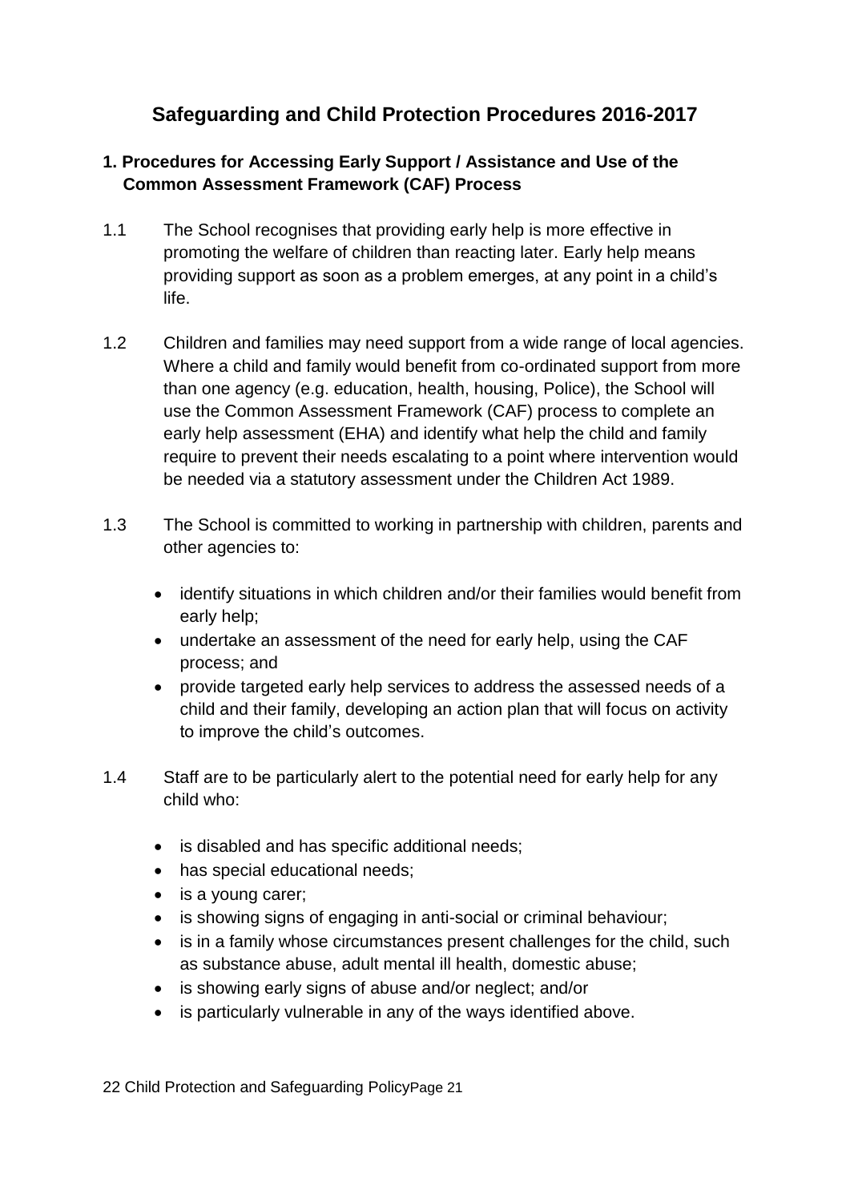# Safeguarding and Child Protection Procedures 2016-2017

## 1. Procedures for Accessing Early Support / Assistance and Use of the Common Assessment Framework (CAF) Process

1.1 The School recognises that providing early help is more effective in promoting the welfare of children than reacting later. Early help means providing support as soon as a problem emerges, at any point in a child's life.

1.2 Children and families may need support from a wide range of local agencies. Where a child and family would benefit from co-ordinated support from more than one agency (e.g. education, health, housing, Police), the School will use the Common Assessment Framework (CAF) process to complete an early help assessment (EHA) and identify what help the child and family require to prevent their needs escalating to a point where intervention would be needed via a statutory assessment under the Children Act 1989.

1.3 The School is committed to working in partnership with children, parents and other agencies to:

- identify situations in which children and/or their families would benefit from early help;
- undertake an assessment of the need for early help, using the CAF process; and
- provide targeted early help services to address the assessed needs of a child and their family, developing an action plan that will focus on activity to improve the child's outcomes.

1.4 Staff are to be particularly alert to the potential need for early help for any child who:

- is disabled and has specific additional needs;
- has special educational needs;
- is a young carer;
- is showing signs of engaging in anti-social or criminal behaviour;
- is in a family whose circumstances present challenges for the child, such as substance abuse, adult mental ill health, domestic abuse;
- is showing early signs of abuse and/or neglect; and/or
- is particularly vulnerable in any of the ways identified above.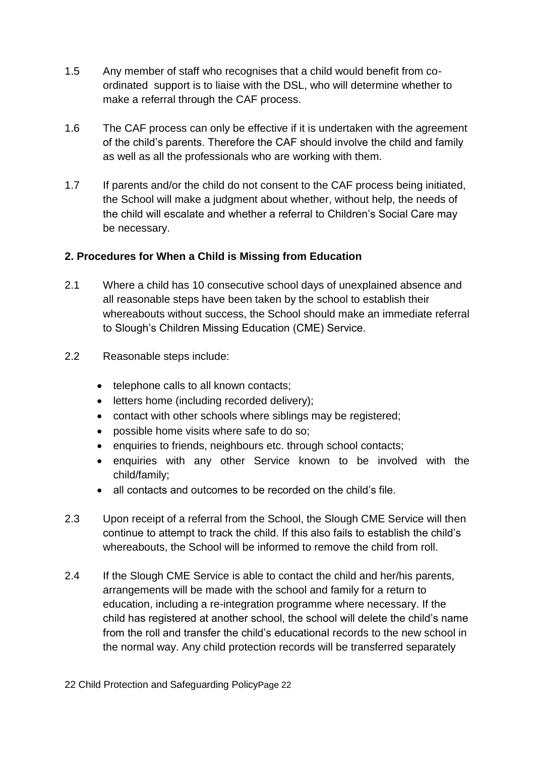1.5 Any member of staff who recognises that a child would benefit from co-ordinated support is to liaise with the DSL, who will determine whether to make a referral through the CAF process.

1.6 The CAF process can only be effective if it is undertaken with the agreement of the child's parents. Therefore the CAF should involve the child and family as well as all the professionals who are working with them.

1.7 If parents and/or the child do not consent to the CAF process being initiated, the School will make a judgment about whether, without help, the needs of the child will escalate and whether a referral to Children's Social Care may be necessary.

**2. Procedures for When a Child is Missing from Education**

2.1 Where a child has 10 consecutive school days of unexplained absence and all reasonable steps have been taken by the school to establish their whereabouts without success, the School should make an immediate referral to Slough's Children Missing Education (CME) Service.

2.2 Reasonable steps include:

- telephone calls to all known contacts;
- letters home (including recorded delivery);
- contact with other schools where siblings may be registered;
- possible home visits where safe to do so;
- enquiries to friends, neighbours etc. through school contacts;
- enquiries with any other Service known to be involved with the child/family;
- all contacts and outcomes to be recorded on the child's file.

2.3 Upon receipt of a referral from the School, the Slough CME Service will then continue to attempt to track the child. If this also fails to establish the child's whereabouts, the School will be informed to remove the child from roll.

2.4 If the Slough CME Service is able to contact the child and her/his parents, arrangements will be made with the school and family for a return to education, including a re-integration programme where necessary. If the child has registered at another school, the school will delete the child's name from the roll and transfer the child's educational records to the new school in the normal way. Any child protection records will be transferred separately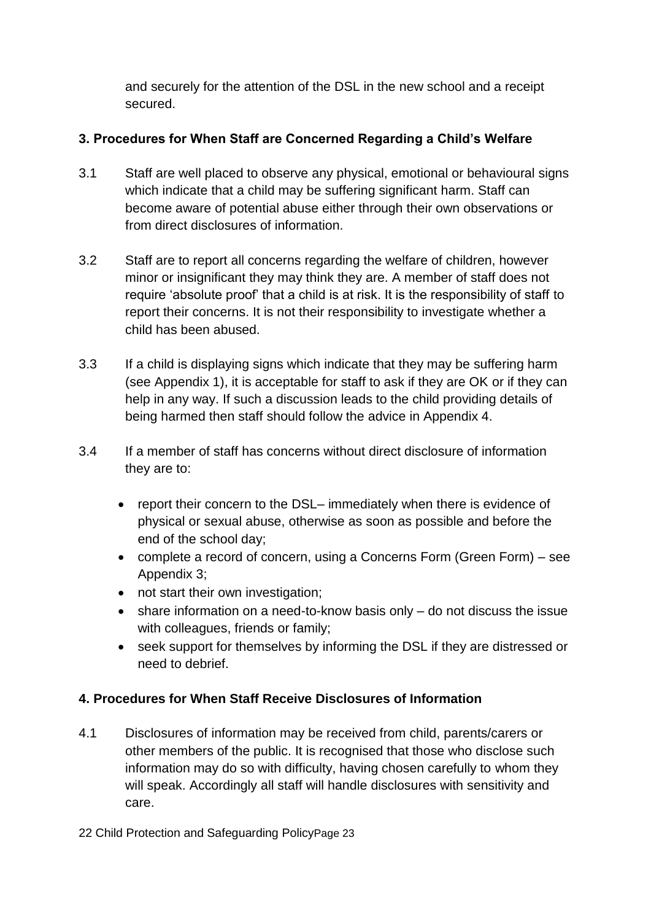and securely for the attention of the DSL in the new school and a receipt secured.

### 3. Procedures for When Staff are Concerned Regarding a Child's Welfare

3.1 Staff are well placed to observe any physical, emotional or behavioural signs which indicate that a child may be suffering significant harm. Staff can become aware of potential abuse either through their own observations or from direct disclosures of information.

3.2 Staff are to report all concerns regarding the welfare of children, however minor or insignificant they may think they are. A member of staff does not require 'absolute proof' that a child is at risk. It is the responsibility of staff to report their concerns. It is not their responsibility to investigate whether a child has been abused.

3.3 If a child is displaying signs which indicate that they may be suffering harm (see Appendix 1), it is acceptable for staff to ask if they are OK or if they can help in any way. If such a discussion leads to the child providing details of being harmed then staff should follow the advice in Appendix 4.

3.4 If a member of staff has concerns without direct disclosure of information they are to:

- report their concern to the DSL– immediately when there is evidence of physical or sexual abuse, otherwise as soon as possible and before the end of the school day;
- complete a record of concern, using a Concerns Form (Green Form) – see Appendix 3;
- not start their own investigation;
- share information on a need-to-know basis only – do not discuss the issue with colleagues, friends or family;
- seek support for themselves by informing the DSL if they are distressed or need to debrief.

### 4. Procedures for When Staff Receive Disclosures of Information

4.1 Disclosures of information may be received from child, parents/carers or other members of the public. It is recognised that those who disclose such information may do so with difficulty, having chosen carefully to whom they will speak. Accordingly all staff will handle disclosures with sensitivity and care.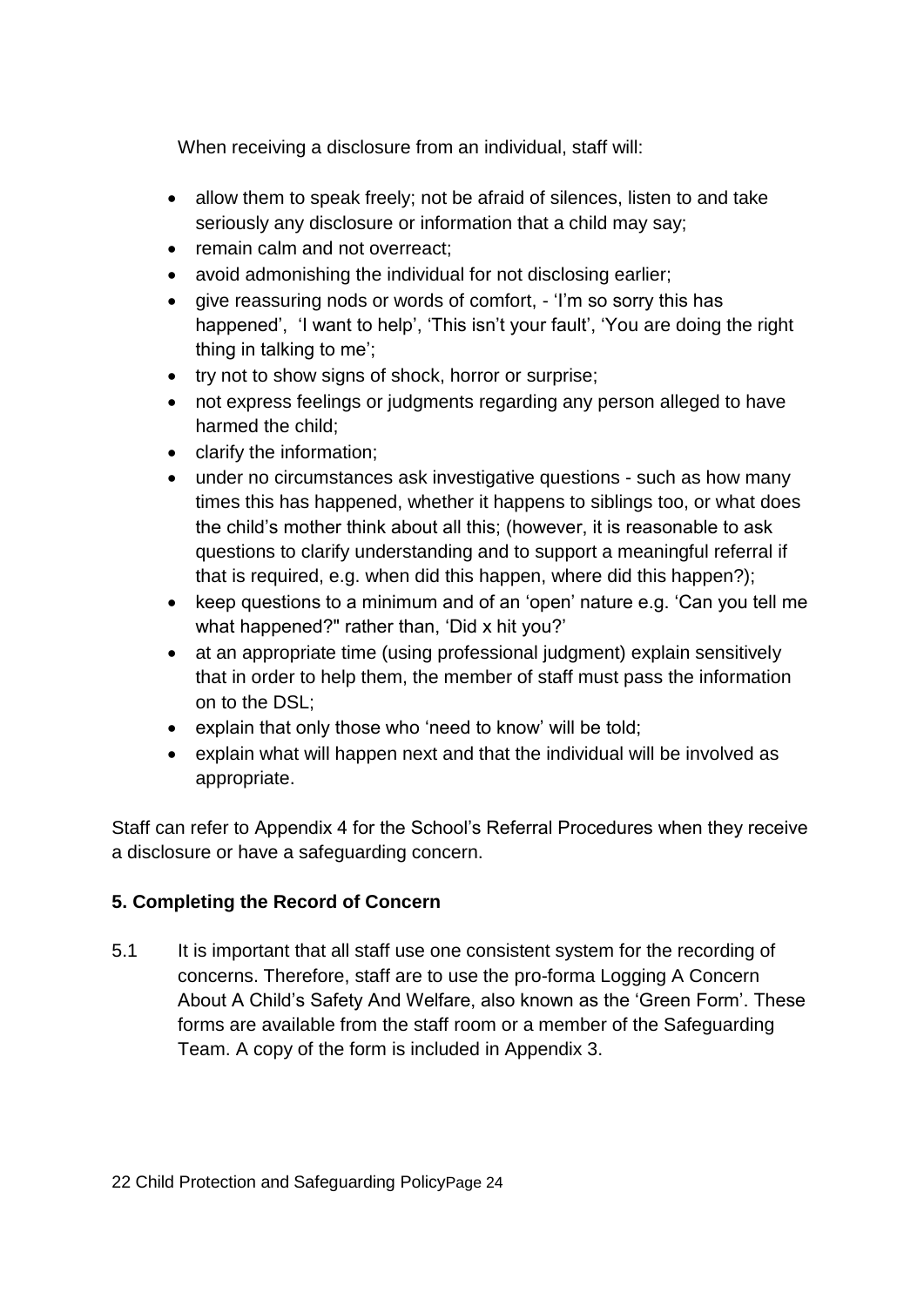When receiving a disclosure from an individual, staff will:

- allow them to speak freely; not be afraid of silences, listen to and take seriously any disclosure or information that a child may say;
- remain calm and not overreact;
- avoid admonishing the individual for not disclosing earlier;
- give reassuring nods or words of comfort, - 'I'm so sorry this has happened', 'I want to help', 'This isn't your fault', 'You are doing the right thing in talking to me';
- try not to show signs of shock, horror or surprise;
- not express feelings or judgments regarding any person alleged to have harmed the child;
- clarify the information;
- under no circumstances ask investigative questions - such as how many times this has happened, whether it happens to siblings too, or what does the child's mother think about all this; (however, it is reasonable to ask questions to clarify understanding and to support a meaningful referral if that is required, e.g. when did this happen, where did this happen?);
- keep questions to a minimum and of an 'open' nature e.g. 'Can you tell me what happened?" rather than, 'Did x hit you?'
- at an appropriate time (using professional judgment) explain sensitively that in order to help them, the member of staff must pass the information on to the DSL;
- explain that only those who 'need to know' will be told;
- explain what will happen next and that the individual will be involved as appropriate.

Staff can refer to Appendix 4 for the School's Referral Procedures when they receive a disclosure or have a safeguarding concern.

## 5. Completing the Record of Concern

5.1 It is important that all staff use one consistent system for the recording of concerns. Therefore, staff are to use the pro-forma Logging A Concern About A Child's Safety And Welfare, also known as the 'Green Form'. These forms are available from the staff room or a member of the Safeguarding Team. A copy of the form is included in Appendix 3.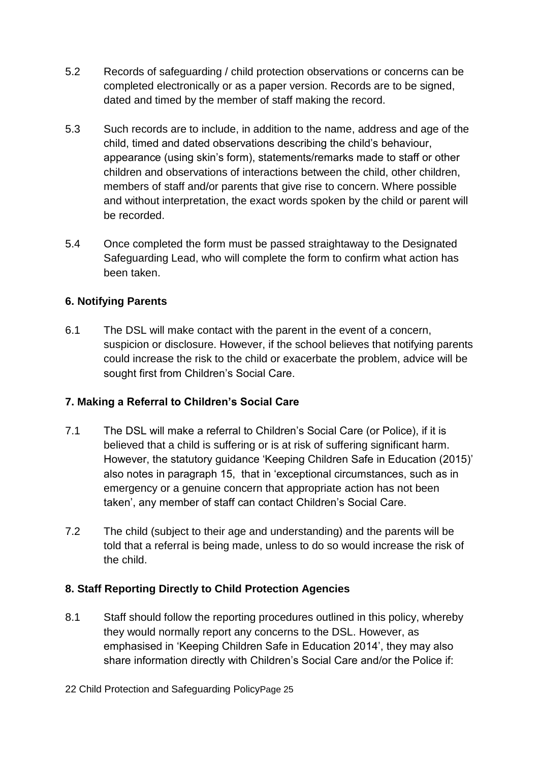5.2 Records of safeguarding / child protection observations or concerns can be completed electronically or as a paper version. Records are to be signed, dated and timed by the member of staff making the record.

5.3 Such records are to include, in addition to the name, address and age of the child, timed and dated observations describing the child's behaviour, appearance (using skin's form), statements/remarks made to staff or other children and observations of interactions between the child, other children, members of staff and/or parents that give rise to concern. Where possible and without interpretation, the exact words spoken by the child or parent will be recorded.

5.4 Once completed the form must be passed straightaway to the Designated Safeguarding Lead, who will complete the form to confirm what action has been taken.

### 6. Notifying Parents

6.1 The DSL will make contact with the parent in the event of a concern, suspicion or disclosure. However, if the school believes that notifying parents could increase the risk to the child or exacerbate the problem, advice will be sought first from Children's Social Care.

### 7. Making a Referral to Children's Social Care

7.1 The DSL will make a referral to Children's Social Care (or Police), if it is believed that a child is suffering or is at risk of suffering significant harm. However, the statutory guidance 'Keeping Children Safe in Education (2015)' also notes in paragraph 15, that in 'exceptional circumstances, such as in emergency or a genuine concern that appropriate action has not been taken', any member of staff can contact Children's Social Care.

7.2 The child (subject to their age and understanding) and the parents will be told that a referral is being made, unless to do so would increase the risk of the child.

### 8. Staff Reporting Directly to Child Protection Agencies

8.1 Staff should follow the reporting procedures outlined in this policy, whereby they would normally report any concerns to the DSL. However, as emphasised in 'Keeping Children Safe in Education 2014', they may also share information directly with Children's Social Care and/or the Police if: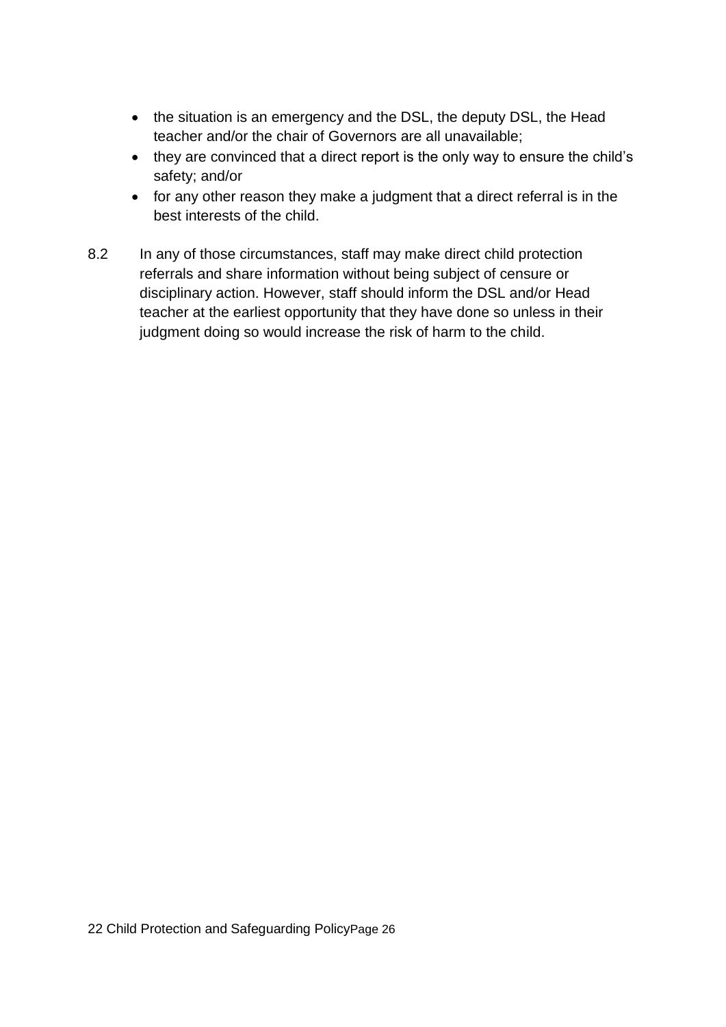- the situation is an emergency and the DSL, the deputy DSL, the Head teacher and/or the chair of Governors are all unavailable;
- they are convinced that a direct report is the only way to ensure the child's safety; and/or
- for any other reason they make a judgment that a direct referral is in the best interests of the child.

8.2 In any of those circumstances, staff may make direct child protection referrals and share information without being subject of censure or disciplinary action. However, staff should inform the DSL and/or Head teacher at the earliest opportunity that they have done so unless in their judgment doing so would increase the risk of harm to the child.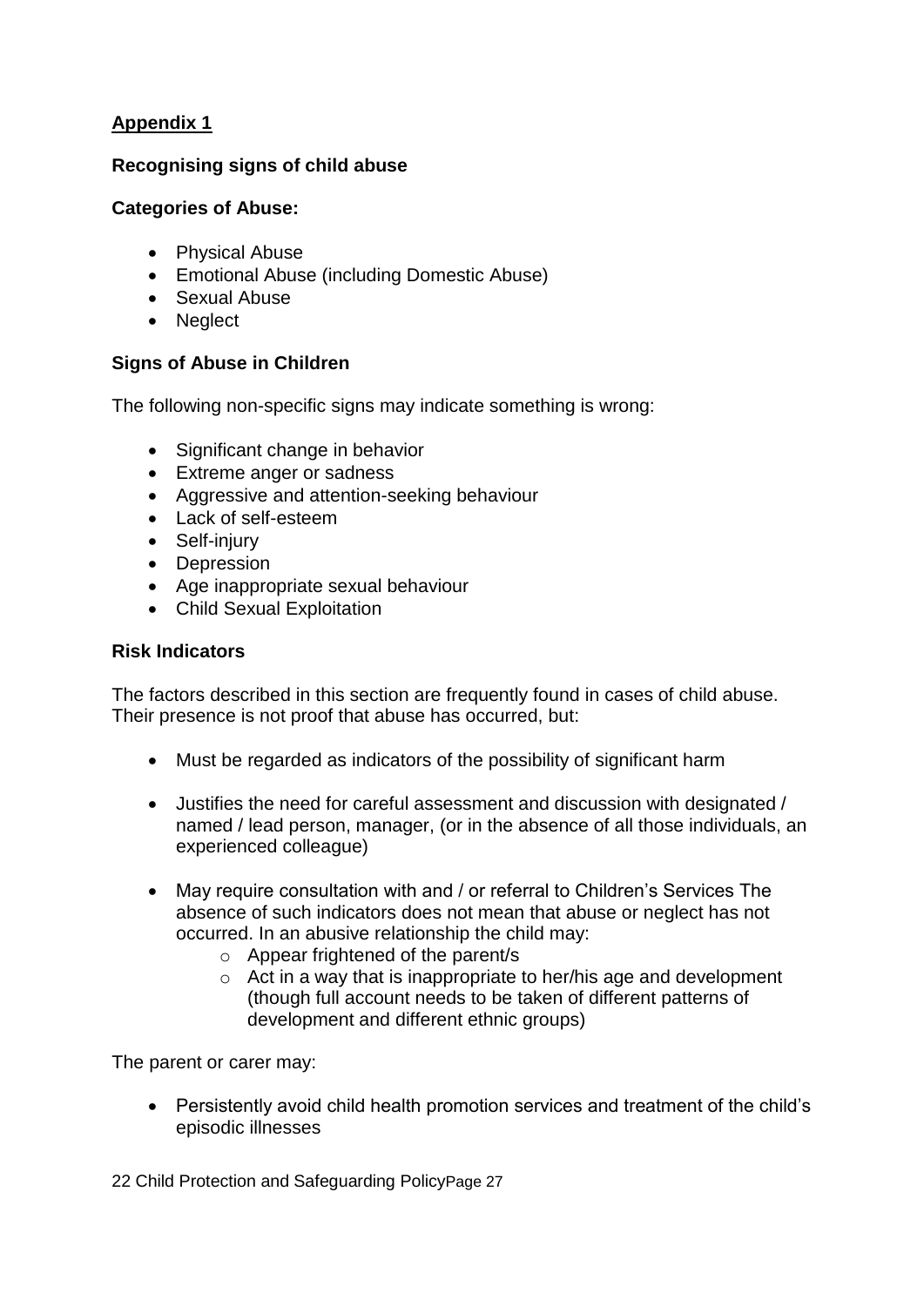## Appendix 1

**Recognising signs of child abuse**

**Categories of Abuse:**

- Physical Abuse
- Emotional Abuse (including Domestic Abuse)
- Sexual Abuse
- Neglect

**Signs of Abuse in Children**

The following non-specific signs may indicate something is wrong:

- Significant change in behavior
- Extreme anger or sadness
- Aggressive and attention-seeking behaviour
- Lack of self-esteem
- Self-injury
- Depression
- Age inappropriate sexual behaviour
- Child Sexual Exploitation

**Risk Indicators**

The factors described in this section are frequently found in cases of child abuse. Their presence is not proof that abuse has occurred, but:

- Must be regarded as indicators of the possibility of significant harm
- Justifies the need for careful assessment and discussion with designated / named / lead person, manager, (or in the absence of all those individuals, an experienced colleague)
- May require consultation with and / or referral to Children's Services The absence of such indicators does not mean that abuse or neglect has not occurred. In an abusive relationship the child may:
  - Appear frightened of the parent/s
  - Act in a way that is inappropriate to her/his age and development (though full account needs to be taken of different patterns of development and different ethnic groups)

The parent or carer may:

- Persistently avoid child health promotion services and treatment of the child's episodic illnesses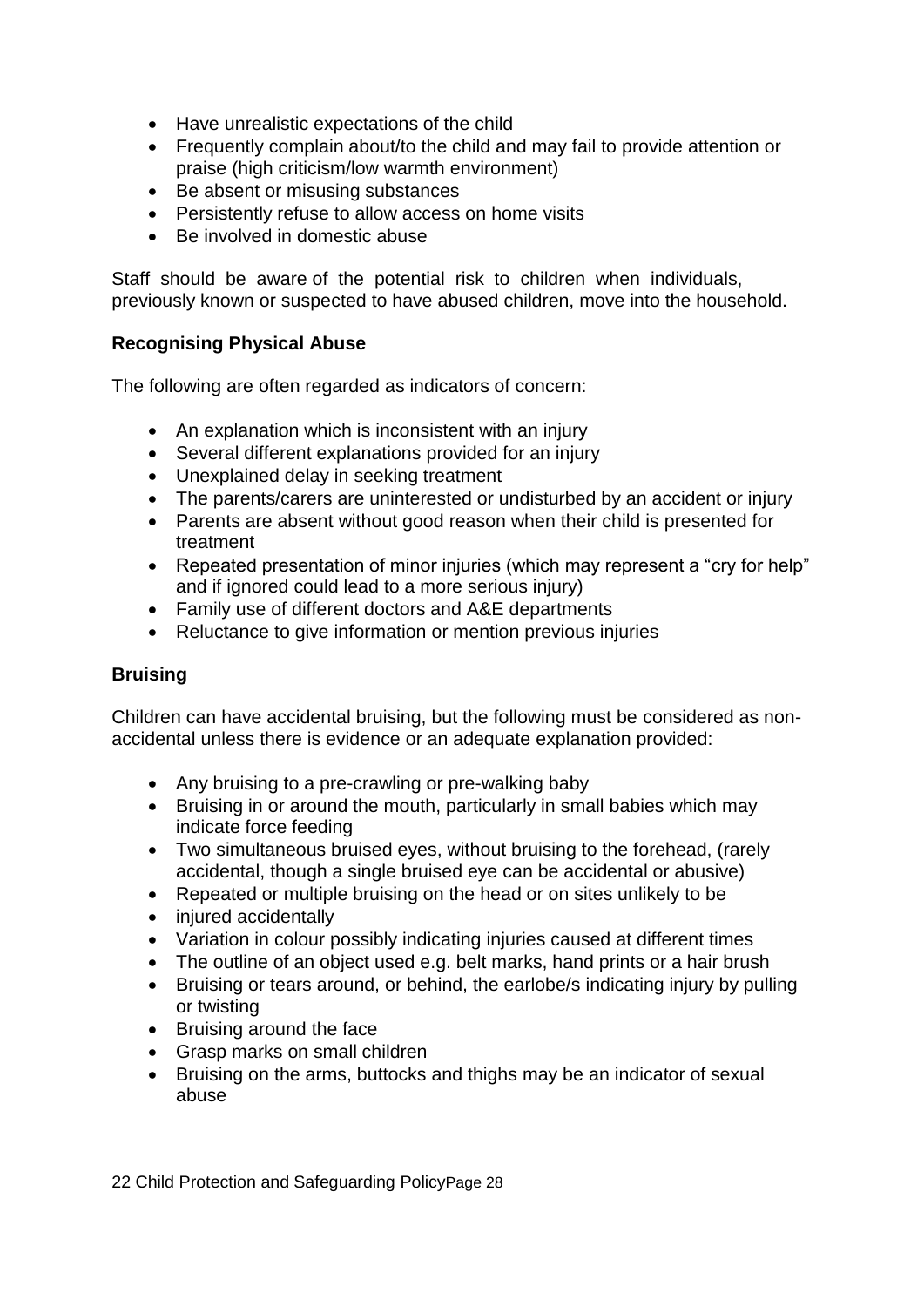- Have unrealistic expectations of the child
- Frequently complain about/to the child and may fail to provide attention or praise (high criticism/low warmth environment)
- Be absent or misusing substances
- Persistently refuse to allow access on home visits
- Be involved in domestic abuse

Staff should be aware of the potential risk to children when individuals, previously known or suspected to have abused children, move into the household.

**Recognising Physical Abuse**

The following are often regarded as indicators of concern:

- An explanation which is inconsistent with an injury
- Several different explanations provided for an injury
- Unexplained delay in seeking treatment
- The parents/carers are uninterested or undisturbed by an accident or injury
- Parents are absent without good reason when their child is presented for treatment
- Repeated presentation of minor injuries (which may represent a "cry for help" and if ignored could lead to a more serious injury)
- Family use of different doctors and A&E departments
- Reluctance to give information or mention previous injuries

**Bruising**

Children can have accidental bruising, but the following must be considered as non-accidental unless there is evidence or an adequate explanation provided:

- Any bruising to a pre-crawling or pre-walking baby
- Bruising in or around the mouth, particularly in small babies which may indicate force feeding
- Two simultaneous bruised eyes, without bruising to the forehead, (rarely accidental, though a single bruised eye can be accidental or abusive)
- Repeated or multiple bruising on the head or on sites unlikely to be
- injured accidentally
- Variation in colour possibly indicating injuries caused at different times
- The outline of an object used e.g. belt marks, hand prints or a hair brush
- Bruising or tears around, or behind, the earlobe/s indicating injury by pulling or twisting
- Bruising around the face
- Grasp marks on small children
- Bruising on the arms, buttocks and thighs may be an indicator of sexual abuse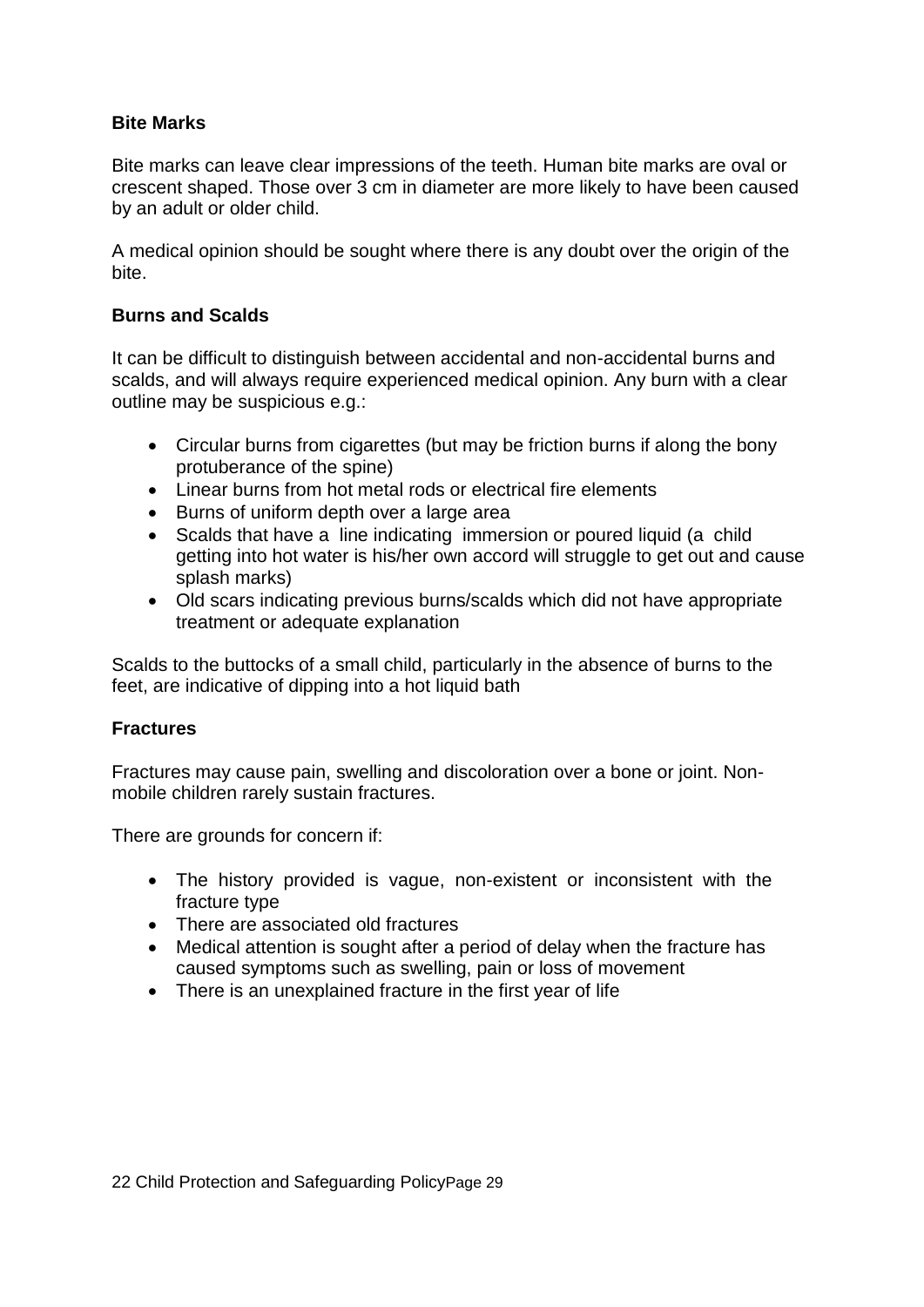**Bite Marks**

Bite marks can leave clear impressions of the teeth. Human bite marks are oval or crescent shaped. Those over 3 cm in diameter are more likely to have been caused by an adult or older child.

A medical opinion should be sought where there is any doubt over the origin of the bite.

**Burns and Scalds**

It can be difficult to distinguish between accidental and non-accidental burns and scalds, and will always require experienced medical opinion. Any burn with a clear outline may be suspicious e.g.:

- Circular burns from cigarettes (but may be friction burns if along the bony protuberance of the spine)
- Linear burns from hot metal rods or electrical fire elements
- Burns of uniform depth over a large area
- Scalds that have a line indicating immersion or poured liquid (a child getting into hot water is his/her own accord will struggle to get out and cause splash marks)
- Old scars indicating previous burns/scalds which did not have appropriate treatment or adequate explanation

Scalds to the buttocks of a small child, particularly in the absence of burns to the feet, are indicative of dipping into a hot liquid bath

**Fractures**

Fractures may cause pain, swelling and discoloration over a bone or joint. Non-mobile children rarely sustain fractures.

There are grounds for concern if:

- The history provided is vague, non-existent or inconsistent with the fracture type
- There are associated old fractures
- Medical attention is sought after a period of delay when the fracture has caused symptoms such as swelling, pain or loss of movement
- There is an unexplained fracture in the first year of life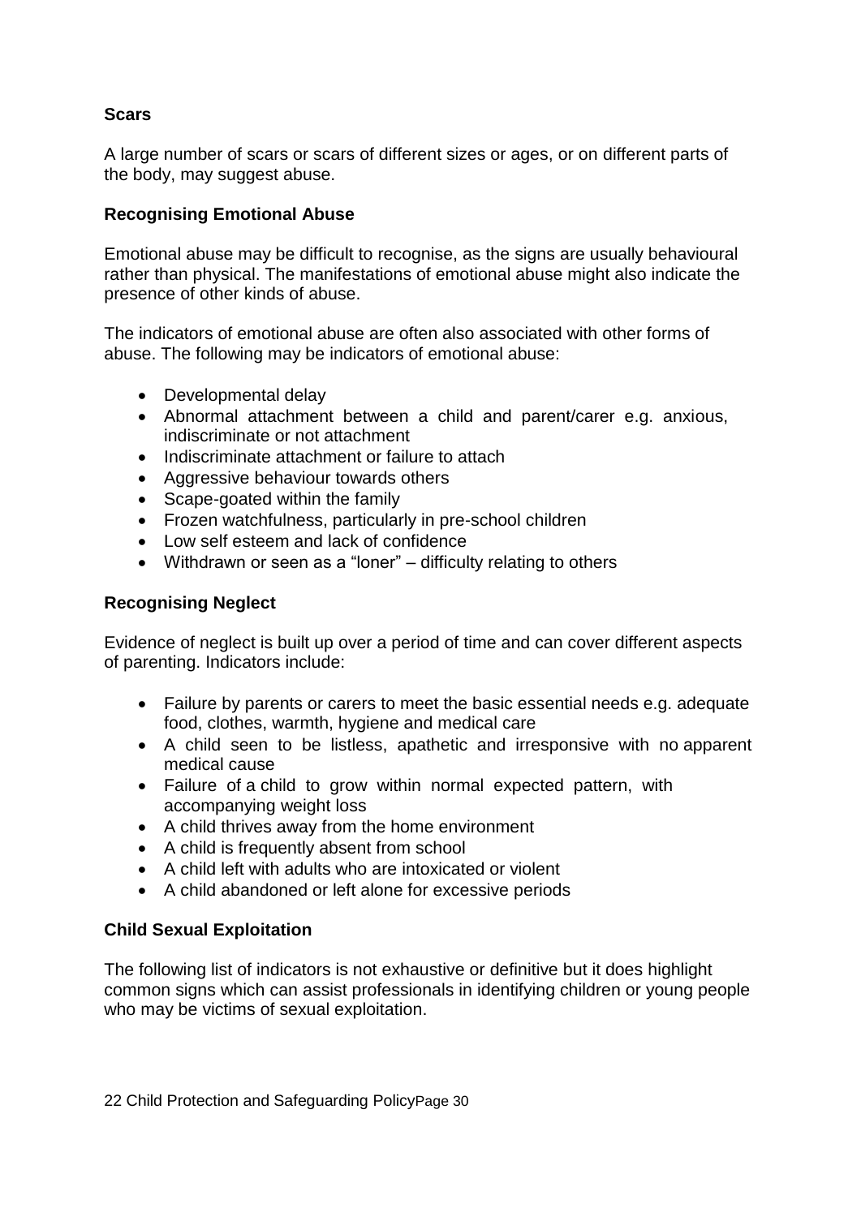**Scars**

A large number of scars or scars of different sizes or ages, or on different parts of the body, may suggest abuse.

**Recognising Emotional Abuse**

Emotional abuse may be difficult to recognise, as the signs are usually behavioural rather than physical. The manifestations of emotional abuse might also indicate the presence of other kinds of abuse.

The indicators of emotional abuse are often also associated with other forms of abuse. The following may be indicators of emotional abuse:

- Developmental delay
- Abnormal attachment between a child and parent/carer e.g. anxious, indiscriminate or not attachment
- Indiscriminate attachment or failure to attach
- Aggressive behaviour towards others
- Scape-goated within the family
- Frozen watchfulness, particularly in pre-school children
- Low self esteem and lack of confidence
- Withdrawn or seen as a "loner" – difficulty relating to others

**Recognising Neglect**

Evidence of neglect is built up over a period of time and can cover different aspects of parenting. Indicators include:

- Failure by parents or carers to meet the basic essential needs e.g. adequate food, clothes, warmth, hygiene and medical care
- A child seen to be listless, apathetic and irresponsive with no apparent medical cause
- Failure of a child to grow within normal expected pattern, with accompanying weight loss
- A child thrives away from the home environment
- A child is frequently absent from school
- A child left with adults who are intoxicated or violent
- A child abandoned or left alone for excessive periods

**Child Sexual Exploitation**

The following list of indicators is not exhaustive or definitive but it does highlight common signs which can assist professionals in identifying children or young people who may be victims of sexual exploitation.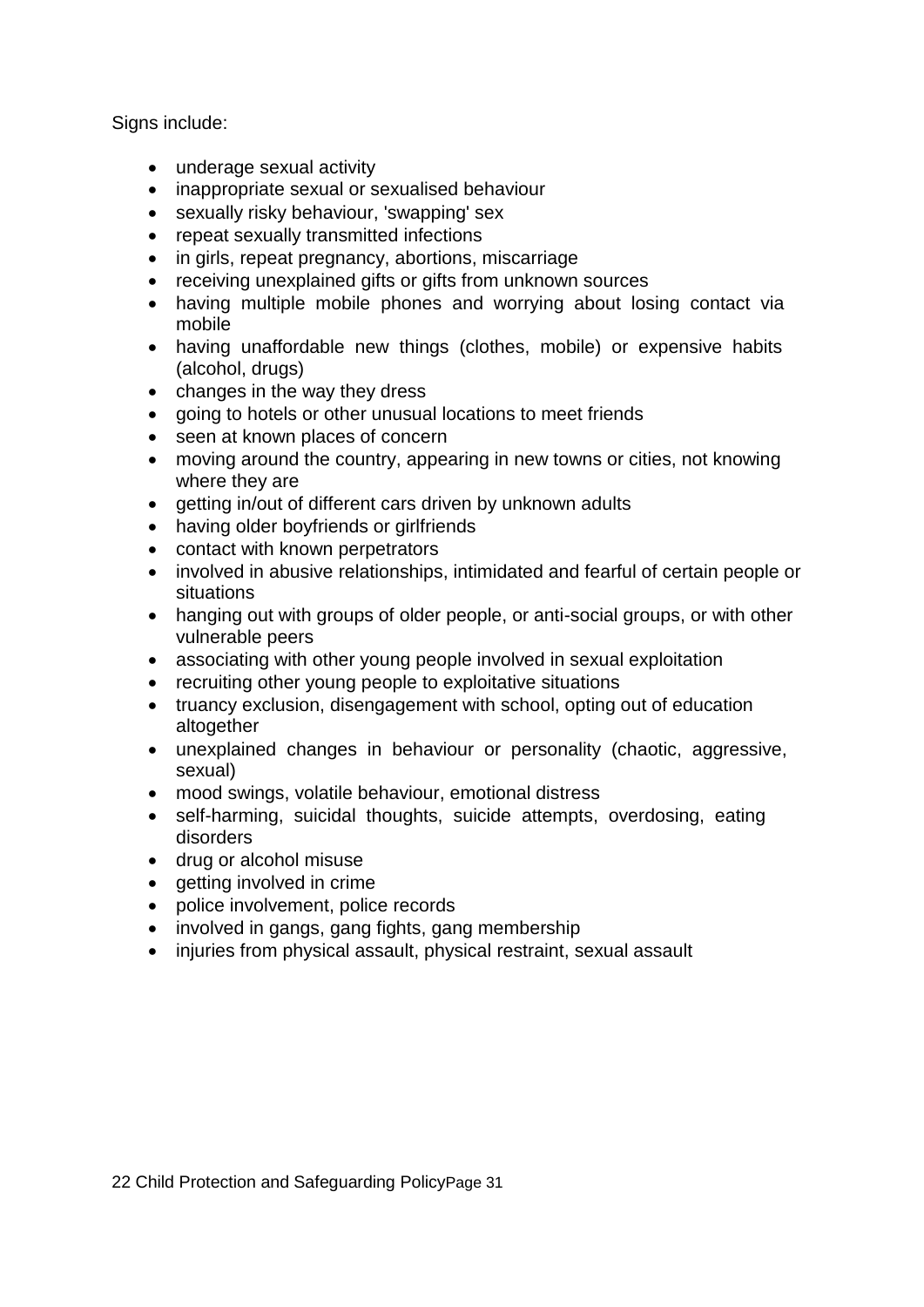Signs include:

- underage sexual activity
- inappropriate sexual or sexualised behaviour
- sexually risky behaviour, 'swapping' sex
- repeat sexually transmitted infections
- in girls, repeat pregnancy, abortions, miscarriage
- receiving unexplained gifts or gifts from unknown sources
- having multiple mobile phones and worrying about losing contact via mobile
- having unaffordable new things (clothes, mobile) or expensive habits (alcohol, drugs)
- changes in the way they dress
- going to hotels or other unusual locations to meet friends
- seen at known places of concern
- moving around the country, appearing in new towns or cities, not knowing where they are
- getting in/out of different cars driven by unknown adults
- having older boyfriends or girlfriends
- contact with known perpetrators
- involved in abusive relationships, intimidated and fearful of certain people or situations
- hanging out with groups of older people, or anti-social groups, or with other vulnerable peers
- associating with other young people involved in sexual exploitation
- recruiting other young people to exploitative situations
- truancy exclusion, disengagement with school, opting out of education altogether
- unexplained changes in behaviour or personality (chaotic, aggressive, sexual)
- mood swings, volatile behaviour, emotional distress
- self-harming, suicidal thoughts, suicide attempts, overdosing, eating disorders
- drug or alcohol misuse
- getting involved in crime
- police involvement, police records
- involved in gangs, gang fights, gang membership
- injuries from physical assault, physical restraint, sexual assault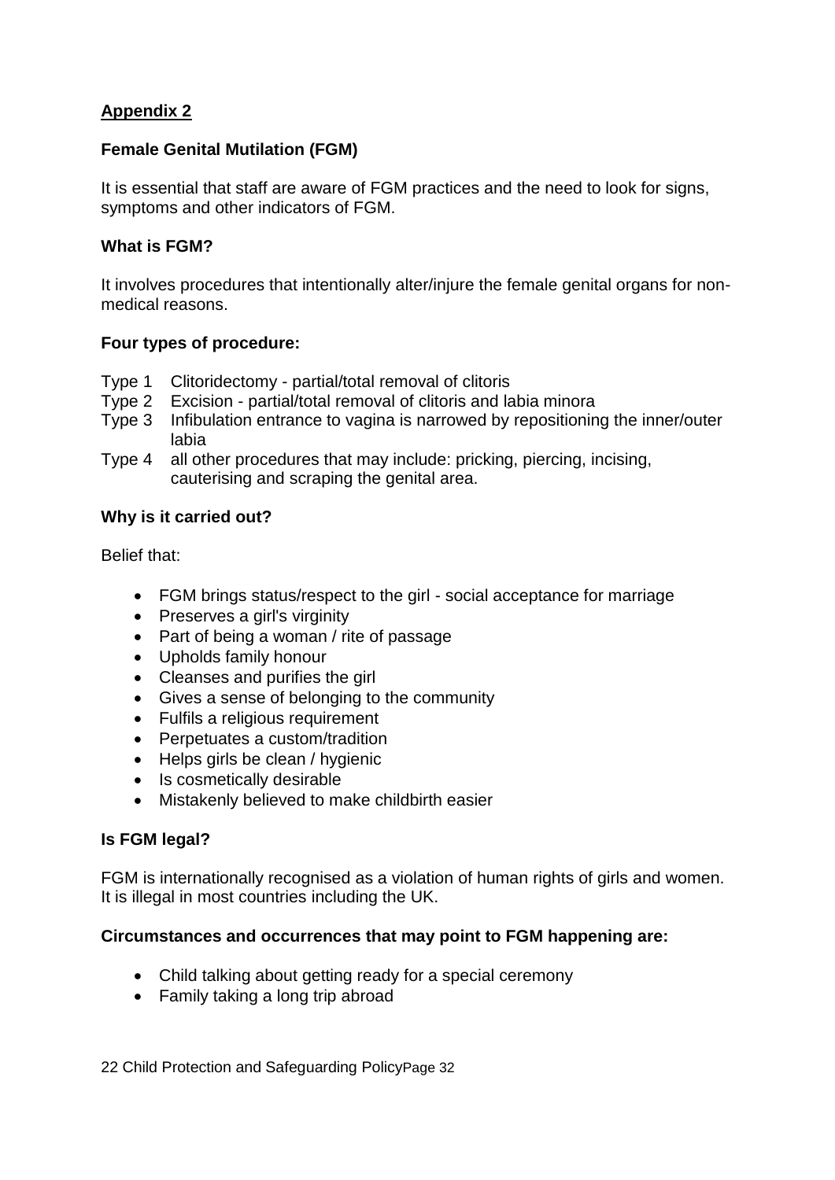**Appendix 2**

**Female Genital Mutilation (FGM)**

It is essential that staff are aware of FGM practices and the need to look for signs, symptoms and other indicators of FGM.

**What is FGM?**

It involves procedures that intentionally alter/injure the female genital organs for non-medical reasons.

**Four types of procedure:**

- Type 1 Clitoridectomy - partial/total removal of clitoris
- Type 2 Excision - partial/total removal of clitoris and labia minora
- Type 3 Infibulation entrance to vagina is narrowed by repositioning the inner/outer labia
- Type 4 all other procedures that may include: pricking, piercing, incising, cauterising and scraping the genital area.

**Why is it carried out?**

Belief that:

- FGM brings status/respect to the girl - social acceptance for marriage
- Preserves a girl's virginity
- Part of being a woman / rite of passage
- Upholds family honour
- Cleanses and purifies the girl
- Gives a sense of belonging to the community
- Fulfils a religious requirement
- Perpetuates a custom/tradition
- Helps girls be clean / hygienic
- Is cosmetically desirable
- Mistakenly believed to make childbirth easier

**Is FGM legal?**

FGM is internationally recognised as a violation of human rights of girls and women. It is illegal in most countries including the UK.

**Circumstances and occurrences that may point to FGM happening are:**

- Child talking about getting ready for a special ceremony
- Family taking a long trip abroad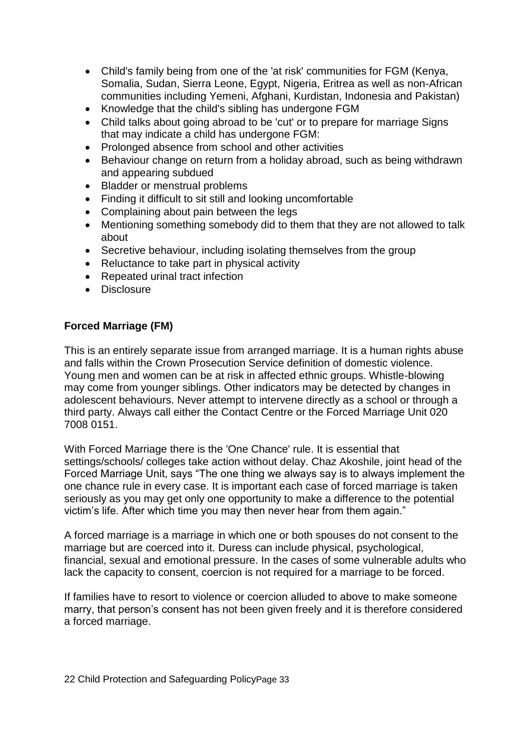- Child's family being from one of the 'at risk' communities for FGM (Kenya, Somalia, Sudan, Sierra Leone, Egypt, Nigeria, Eritrea as well as non-African communities including Yemeni, Afghani, Kurdistan, Indonesia and Pakistan)
- Knowledge that the child's sibling has undergone FGM
- Child talks about going abroad to be 'cut' or to prepare for marriage Signs that may indicate a child has undergone FGM:
- Prolonged absence from school and other activities
- Behaviour change on return from a holiday abroad, such as being withdrawn and appearing subdued
- Bladder or menstrual problems
- Finding it difficult to sit still and looking uncomfortable
- Complaining about pain between the legs
- Mentioning something somebody did to them that they are not allowed to talk about
- Secretive behaviour, including isolating themselves from the group
- Reluctance to take part in physical activity
- Repeated urinal tract infection
- Disclosure

**Forced Marriage (FM)**

This is an entirely separate issue from arranged marriage. It is a human rights abuse and falls within the Crown Prosecution Service definition of domestic violence. Young men and women can be at risk in affected ethnic groups. Whistle-blowing may come from younger siblings. Other indicators may be detected by changes in adolescent behaviours. Never attempt to intervene directly as a school or through a third party. Always call either the Contact Centre or the Forced Marriage Unit 020 7008 0151.

With Forced Marriage there is the 'One Chance' rule. It is essential that settings/schools/ colleges take action without delay. Chaz Akoshile, joint head of the Forced Marriage Unit, says "The one thing we always say is to always implement the one chance rule in every case. It is important each case of forced marriage is taken seriously as you may get only one opportunity to make a difference to the potential victim's life. After which time you may then never hear from them again."

A forced marriage is a marriage in which one or both spouses do not consent to the marriage but are coerced into it. Duress can include physical, psychological, financial, sexual and emotional pressure. In the cases of some vulnerable adults who lack the capacity to consent, coercion is not required for a marriage to be forced.

If families have to resort to violence or coercion alluded to above to make someone marry, that person's consent has not been given freely and it is therefore considered a forced marriage.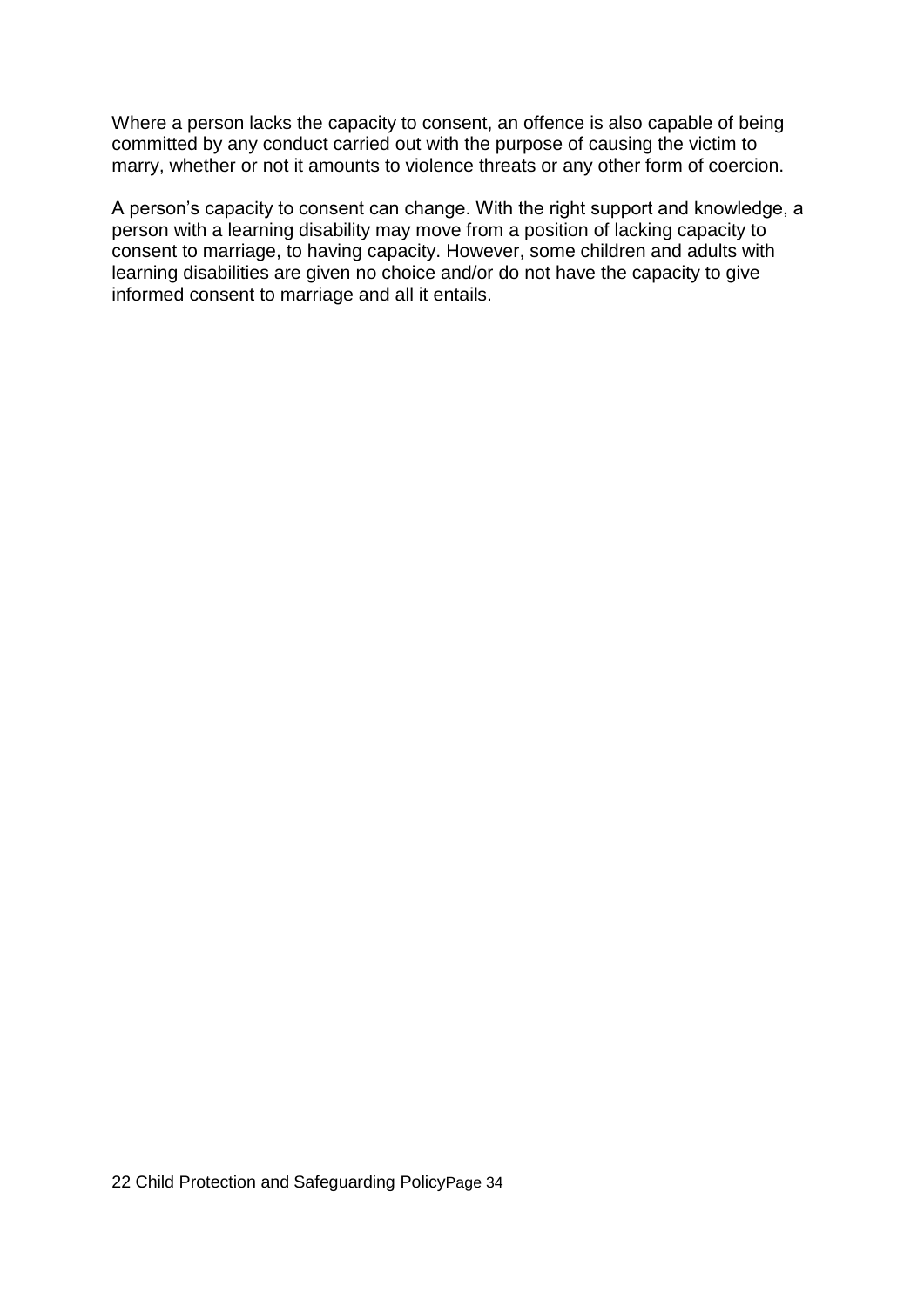Where a person lacks the capacity to consent, an offence is also capable of being committed by any conduct carried out with the purpose of causing the victim to marry, whether or not it amounts to violence threats or any other form of coercion.

A person's capacity to consent can change. With the right support and knowledge, a person with a learning disability may move from a position of lacking capacity to consent to marriage, to having capacity. However, some children and adults with learning disabilities are given no choice and/or do not have the capacity to give informed consent to marriage and all it entails.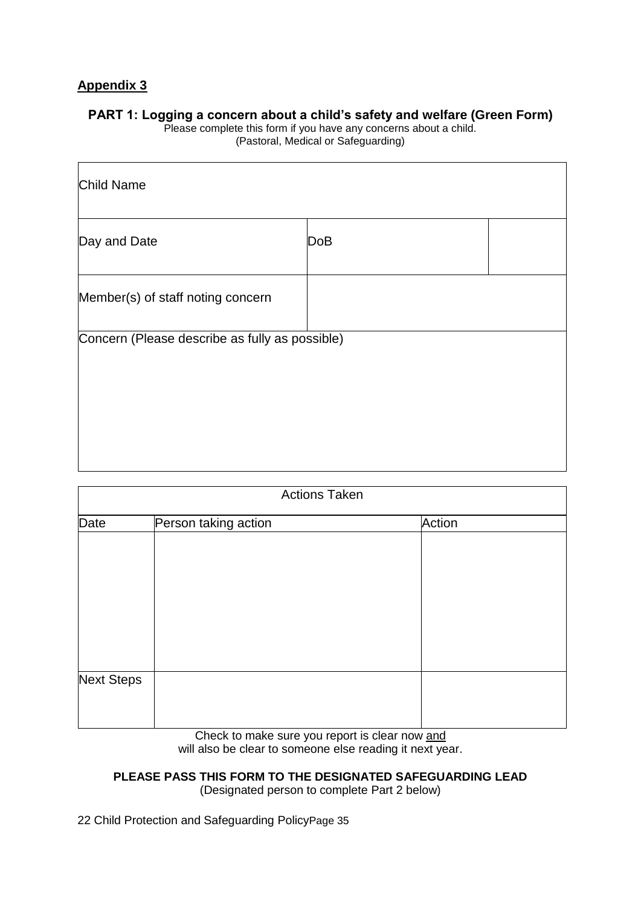**Appendix 3**

**PART 1: Logging a concern about a child's safety and welfare (Green Form)**

Please complete this form if you have any concerns about a child.
(Pastoral, Medical or Safeguarding)

| Child Name | | |
|---|---|---|
| Day and Date | DoB | |
| Member(s) of staff noting concern | | |
| Concern (Please describe as fully as possible) | | |

| Actions Taken | | |
|---|---|---|
| Date | Person taking action | Action |
| | | |
| Next Steps | | |

Check to make sure you report is clear now <u>and</u> will also be clear to someone else reading it next year.

**PLEASE PASS THIS FORM TO THE DESIGNATED SAFEGUARDING LEAD**
(Designated person to complete Part 2 below)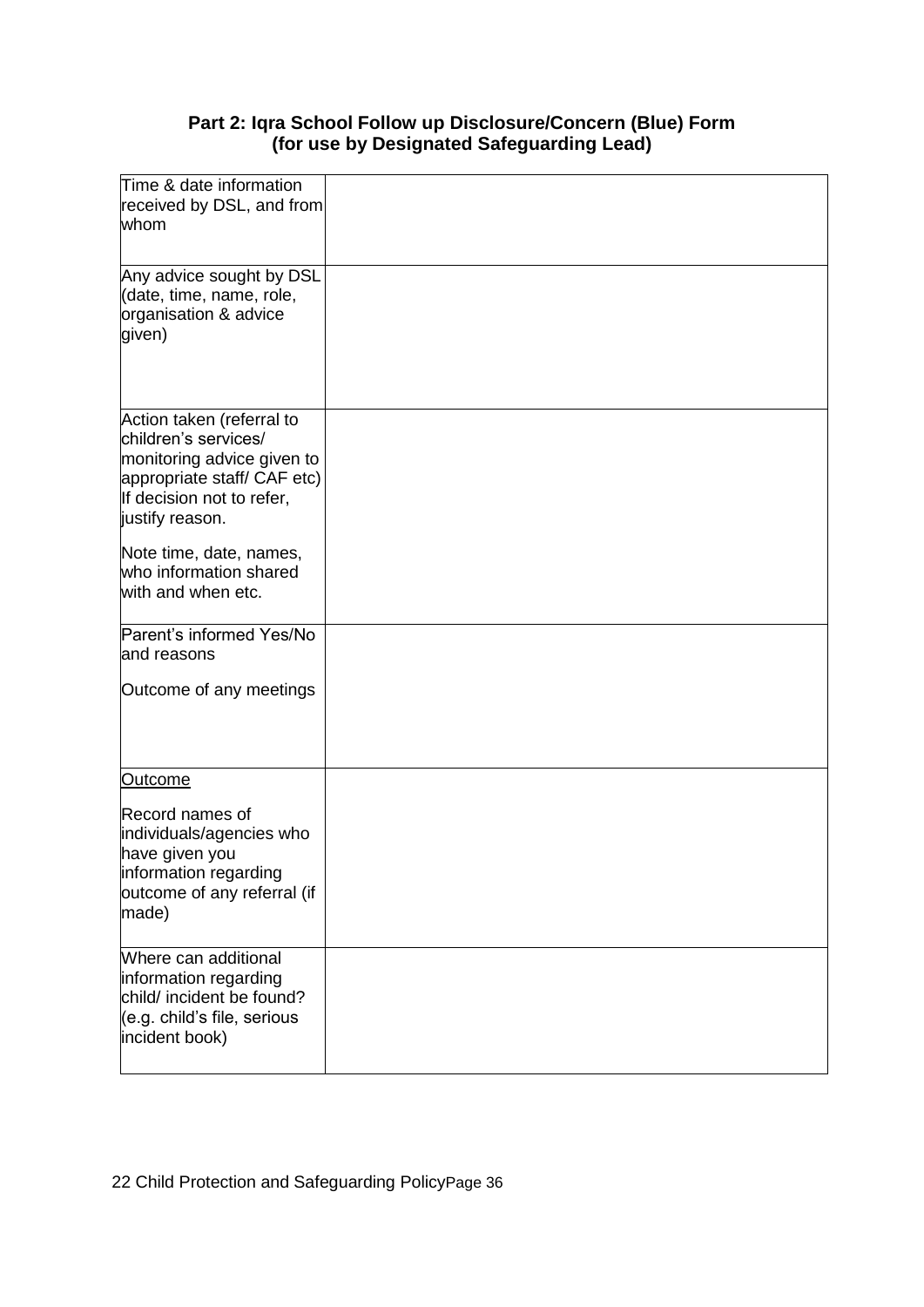## Part 2: Iqra School Follow up Disclosure/Concern (Blue) Form (for use by Designated Safeguarding Lead)

| | |
|---|---|
| Time & date information received by DSL, and from whom | |
| Any advice sought by DSL (date, time, name, role, organisation & advice given) | |
| Action taken (referral to children's services/ monitoring advice given to appropriate staff/ CAF etc) If decision not to refer, justify reason.<br><br>Note time, date, names, who information shared with and when etc. | |
| Parent's informed Yes/No and reasons<br><br>Outcome of any meetings | |
| <u>Outcome</u><br><br>Record names of individuals/agencies who have given you information regarding outcome of any referral (if made) | |
| Where can additional information regarding child/ incident be found? (e.g. child's file, serious incident book) | |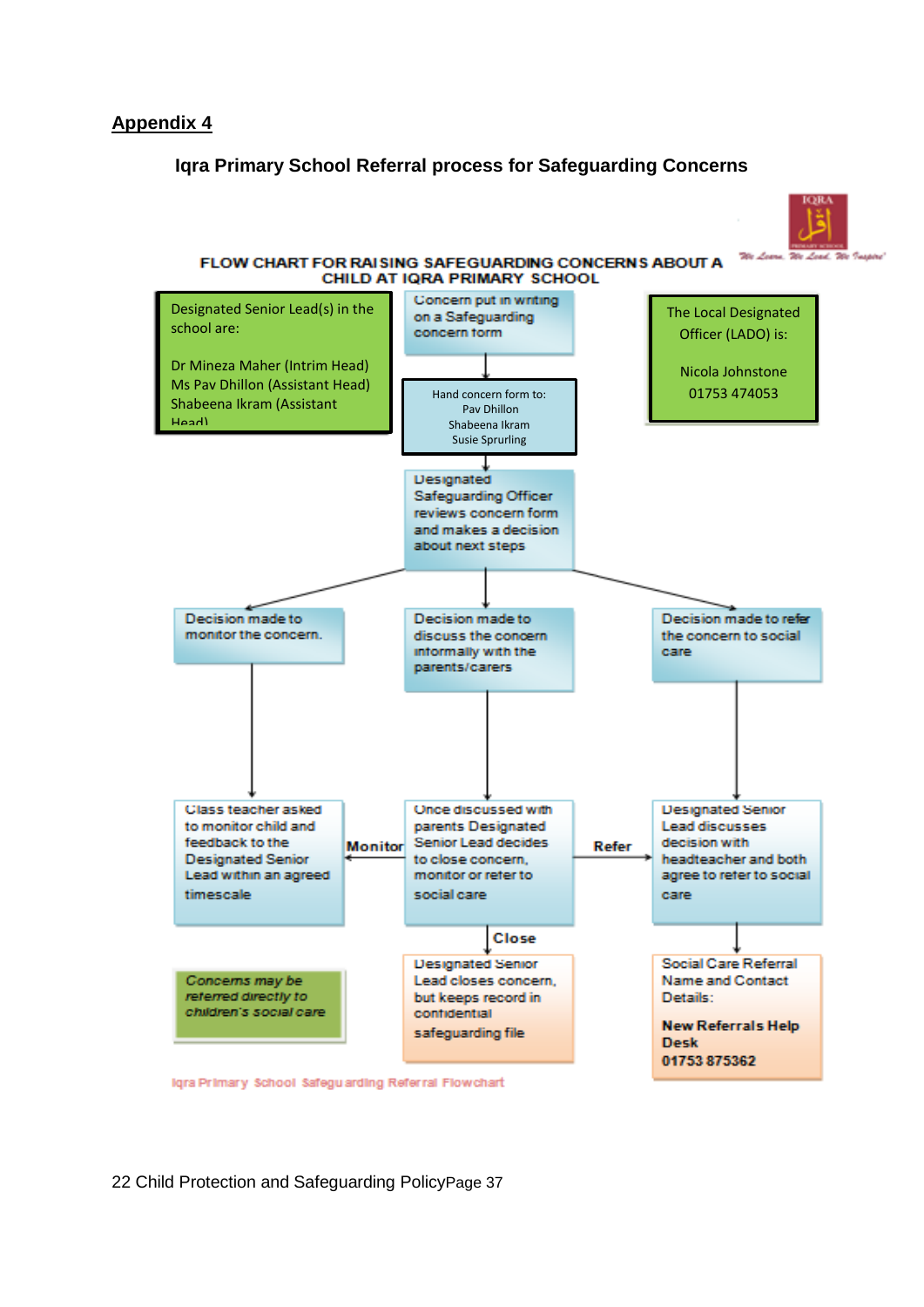**Appendix 4**

## Iqra Primary School Referral process for Safeguarding Concerns

IQRA PRIMARY SCHOOL

*We Learn, We Lead, We Inspire*

**FLOW CHART FOR RAISING SAFEGUARDING CONCERNS ABOUT A CHILD AT IQRA PRIMARY SCHOOL**

Designated Senior Lead(s) in the school are:

Dr Mineza Maher (Intrim Head)
Ms Pav Dhillon (Assistant Head)
Shabeena Ikram (Assistant Head)

The Local Designated Officer (LADO) is:

Nicola Johnstone
01753 474053

Concern put in writing on a Safeguarding concern form

Hand concern form to:
Pav Dhillon
Shabeena Ikram
Susie Sprurling

Designated Safeguarding Officer reviews concern form and makes a decision about next steps

Decision made to monitor the concern.

Decision made to discuss the concern informally with the parents/carers

Decision made to refer the concern to social care

Class teacher asked to monitor child and feedback to the Designated Senior Lead within an agreed timescale

**Monitor**

Once discussed with parents Designated Senior Lead decides to close concern, monitor or refer to social care

**Refer**

Designated Senior Lead discusses decision with headteacher and both agree to refer to social care

**Close**

*Concerns may be referred directly to children's social care*

Designated Senior Lead closes concern, but keeps record in confidential safeguarding file

Social Care Referral Name and Contact Details:

**New Referrals Help Desk**
**01753 875362**

Iqra Primary School Safeguarding Referral Flowchart

22 Child Protection and Safeguarding Policy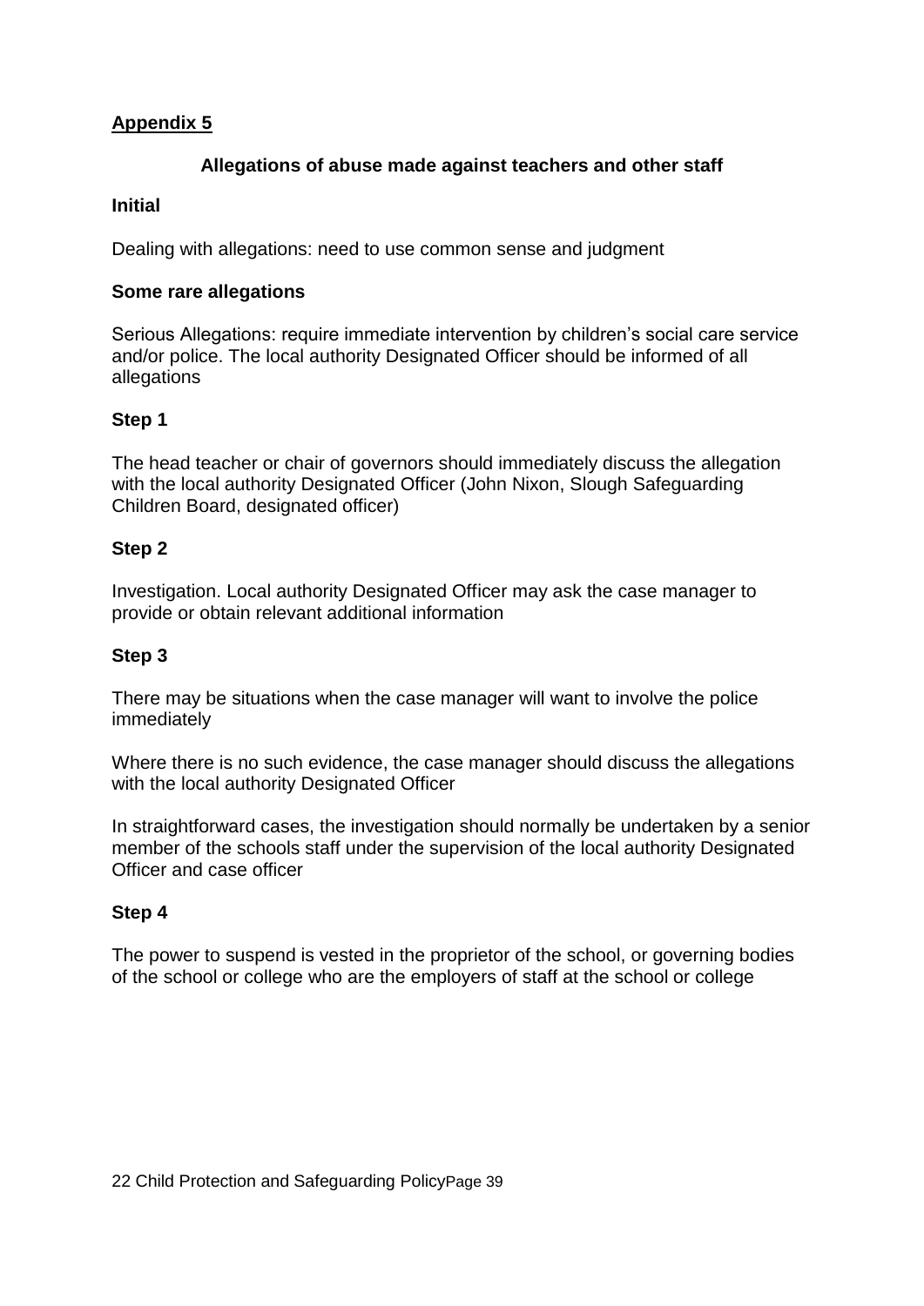**Appendix 5**

**Allegations of abuse made against teachers and other staff**

**Initial**

Dealing with allegations: need to use common sense and judgment

**Some rare allegations**

Serious Allegations: require immediate intervention by children's social care service and/or police. The local authority Designated Officer should be informed of all allegations

**Step 1**

The head teacher or chair of governors should immediately discuss the allegation with the local authority Designated Officer (John Nixon, Slough Safeguarding Children Board, designated officer)

**Step 2**

Investigation. Local authority Designated Officer may ask the case manager to provide or obtain relevant additional information

**Step 3**

There may be situations when the case manager will want to involve the police immediately

Where there is no such evidence, the case manager should discuss the allegations with the local authority Designated Officer

In straightforward cases, the investigation should normally be undertaken by a senior member of the schools staff under the supervision of the local authority Designated Officer and case officer

**Step 4**

The power to suspend is vested in the proprietor of the school, or governing bodies of the school or college who are the employers of staff at the school or college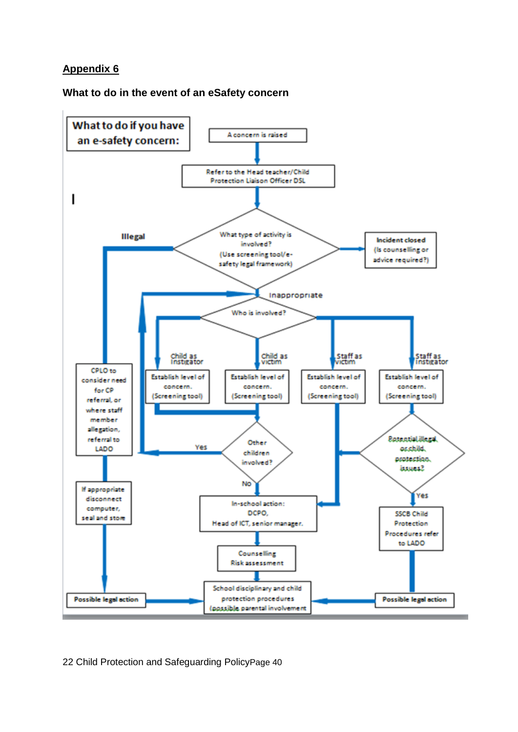## Appendix 6

### What to do in the event of an eSafety concern

**What to do if you have an e-safety concern:**

- A concern is raised
- Refer to the Head teacher/Child Protection Liaison Officer DSL
- What type of activity is involved? (Use screening tool/e-safety legal framework)
  - → Incident closed (Is counselling or advice required?)
  - **Illegal** → CPLO to consider need for CP referral, or where staff member allegation, referral to LADO → If appropriate disconnect computer, seal and store → Possible legal action → School disciplinary and child protection procedures (possible parental involvement)
  - Inappropriate → Who is involved?
    - Child as instigator → Establish level of concern. (Screening tool) → Other children involved?
    - Child as victim → Establish level of concern. (Screening tool) → Other children involved?
      - Yes → Who is involved?
      - No → In-school action: DCPO, Head of ICT, senior manager. → Counselling Risk assessment → School disciplinary and child protection procedures (possible parental involvement)
    - Staff as victim → Establish level of concern. (Screening tool) → In-school action: DCPO, Head of ICT, senior manager.
    - Staff as instigator → Establish level of concern. (Screening tool) → Potential illegal or child protection issues?
      - Yes → SSCB Child Protection Procedures refer to LADO → Possible legal action → School disciplinary and child protection procedures (possible parental involvement)
      - No → In-school action: DCPO, Head of ICT, senior manager.

22 Child Protection and Safeguarding Policy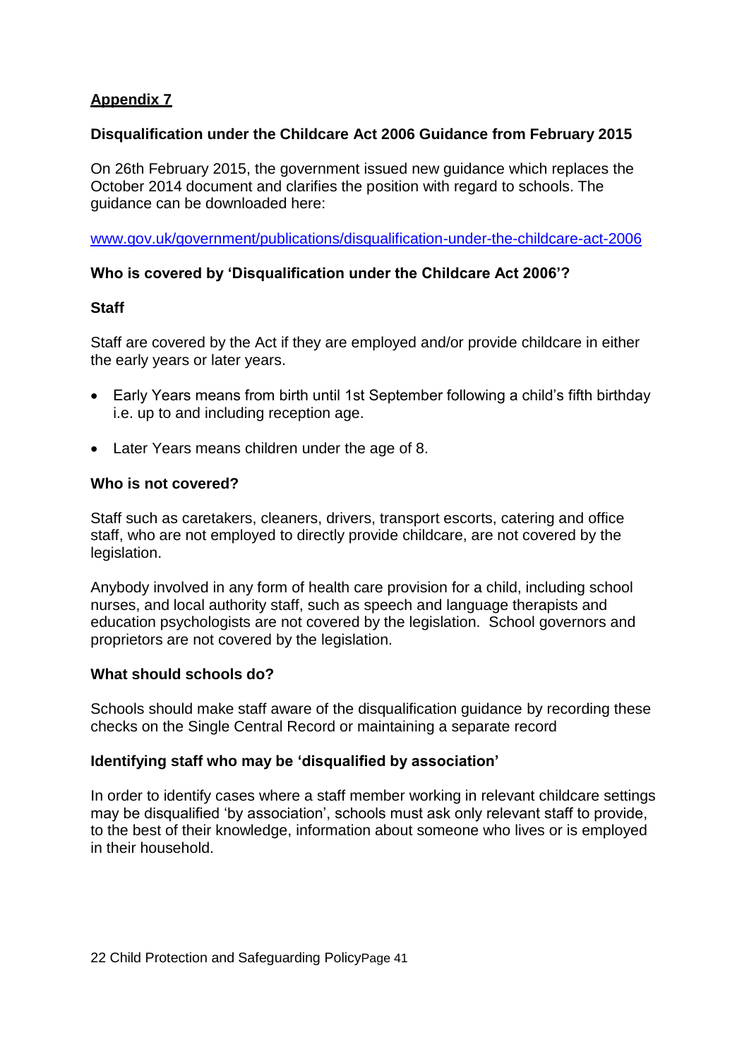## Appendix 7

### Disqualification under the Childcare Act 2006 Guidance from February 2015

On 26th February 2015, the government issued new guidance which replaces the October 2014 document and clarifies the position with regard to schools. The guidance can be downloaded here:

www.gov.uk/government/publications/disqualification-under-the-childcare-act-2006

### Who is covered by 'Disqualification under the Childcare Act 2006'?

#### Staff

Staff are covered by the Act if they are employed and/or provide childcare in either the early years or later years.

- Early Years means from birth until 1st September following a child's fifth birthday i.e. up to and including reception age.
- Later Years means children under the age of 8.

#### Who is not covered?

Staff such as caretakers, cleaners, drivers, transport escorts, catering and office staff, who are not employed to directly provide childcare, are not covered by the legislation.

Anybody involved in any form of health care provision for a child, including school nurses, and local authority staff, such as speech and language therapists and education psychologists are not covered by the legislation. School governors and proprietors are not covered by the legislation.

#### What should schools do?

Schools should make staff aware of the disqualification guidance by recording these checks on the Single Central Record or maintaining a separate record

#### Identifying staff who may be 'disqualified by association'

In order to identify cases where a staff member working in relevant childcare settings may be disqualified 'by association', schools must ask only relevant staff to provide, to the best of their knowledge, information about someone who lives or is employed in their household.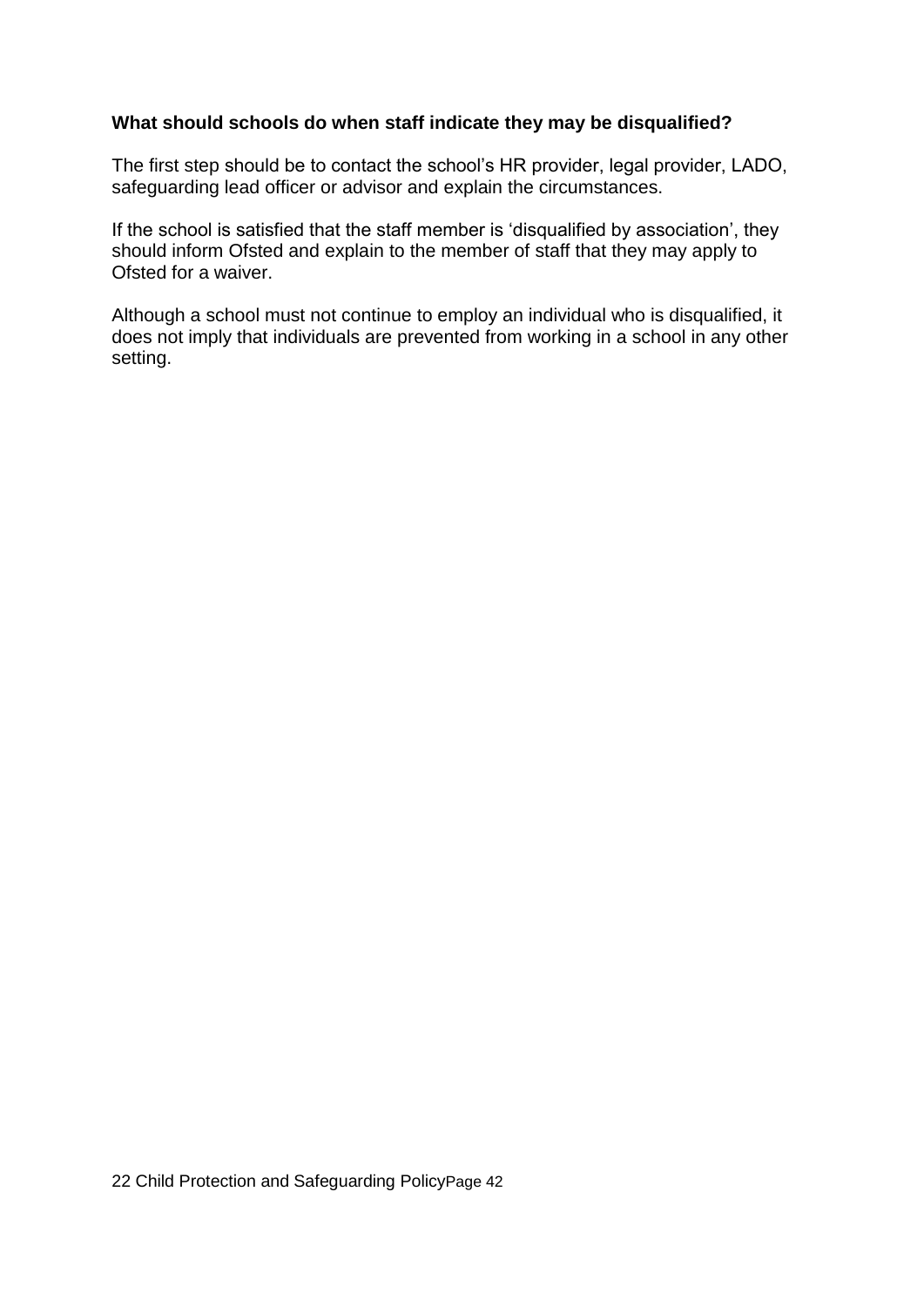**What should schools do when staff indicate they may be disqualified?**

The first step should be to contact the school's HR provider, legal provider, LADO, safeguarding lead officer or advisor and explain the circumstances.

If the school is satisfied that the staff member is 'disqualified by association', they should inform Ofsted and explain to the member of staff that they may apply to Ofsted for a waiver.

Although a school must not continue to employ an individual who is disqualified, it does not imply that individuals are prevented from working in a school in any other setting.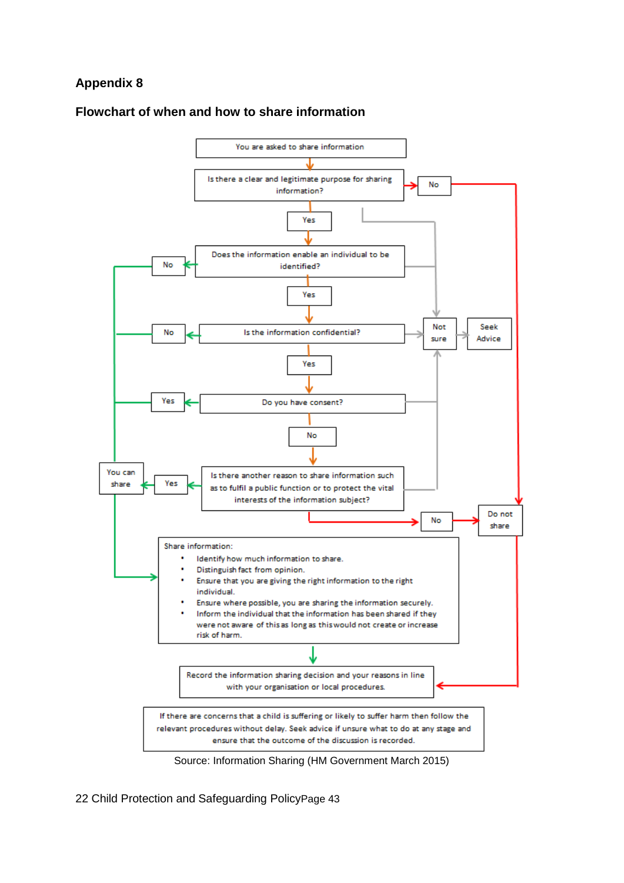## Appendix 8

### Flowchart of when and how to share information

You are asked to share information

Is there a clear and legitimate purpose for sharing information?

- No → Do not share
- Not sure → Seek Advice
- Yes ↓

Does the information enable an individual to be identified?

- No → You can share
- Not sure → Seek Advice
- Yes ↓

Is the information confidential?

- No → You can share
- Not sure → Seek Advice
- Yes ↓

Do you have consent?

- Yes → You can share
- Not sure → Seek Advice
- No ↓

Is there another reason to share information such as to fulfil a public function or to protect the vital interests of the information subject?

- Yes → You can share
- Not sure → Seek Advice
- No → Do not share

Share information:

- Identify how much information to share.
- Distinguish fact from opinion.
- Ensure that you are giving the right information to the right individual.
- Ensure where possible, you are sharing the information securely.
- Inform the individual that the information has been shared if they were not aware of this as long as this would not create or increase risk of harm.

Record the information sharing decision and your reasons in line with your organisation or local procedures.

If there are concerns that a child is suffering or likely to suffer harm then follow the relevant procedures without delay. Seek advice if unsure what to do at any stage and ensure that the outcome of the discussion is recorded.

Source: Information Sharing (HM Government March 2015)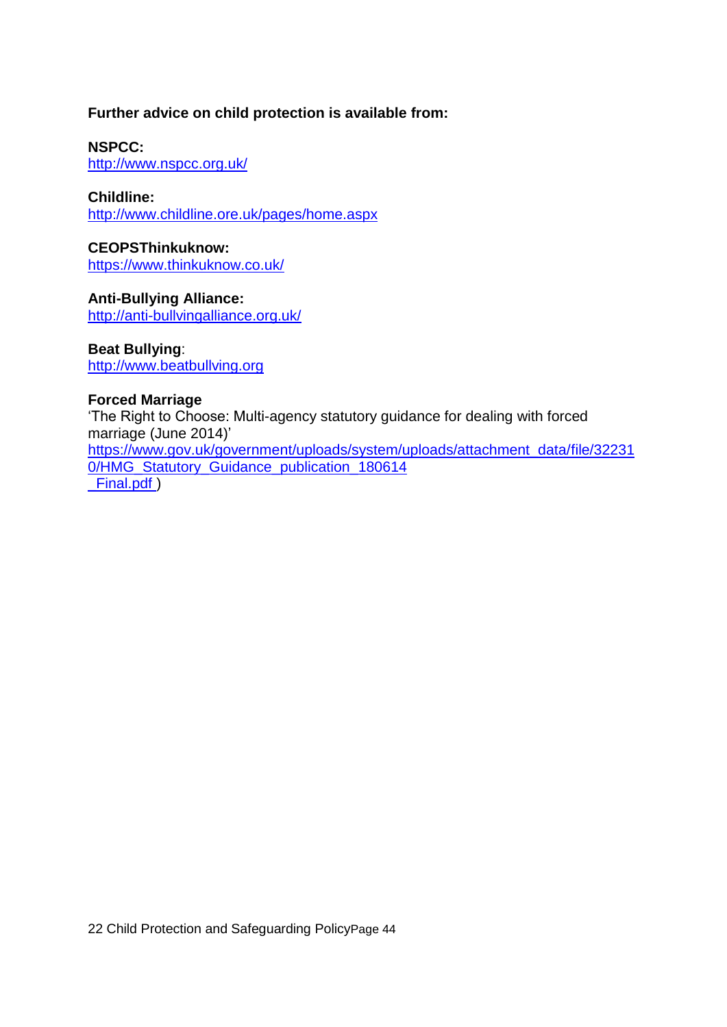**Further advice on child protection is available from:**

**NSPCC:**
http://www.nspcc.org.uk/

**Childline:**
http://www.childline.ore.uk/pages/home.aspx

**CEOPSThinkuknow:**
https://www.thinkuknow.co.uk/

**Anti-Bullying Alliance:**
http://anti-bullyingalliance.org.uk/

**Beat Bullying**:
http://www.beatbullying.org

**Forced Marriage**
'The Right to Choose: Multi-agency statutory guidance for dealing with forced marriage (June 2014)'
https://www.gov.uk/government/uploads/system/uploads/attachment_data/file/322310/HMG_Statutory_Guidance_publication_180614_Final.pdf )